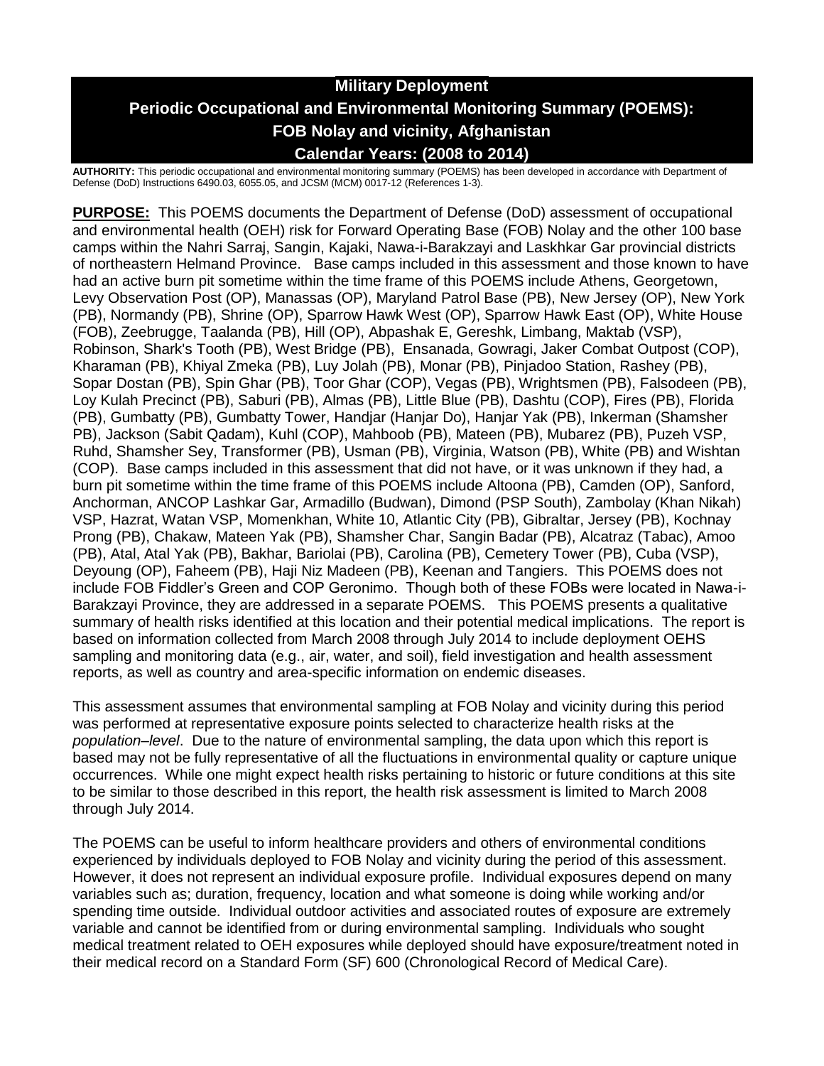# Military Deployment

# Periodic Occupational and Environmental Monitoring Summary (POEMS): FOB Nolay and vicinity, Afghanistan

# Calendar Years: (2008 to 2014)

**AUTHORITY:** This periodic occupational and environmental monitoring summary (POEMS) has been developed in accordance with Department of Defense (DoD) Instructions 6490.03, 6055.05, and JCSM (MCM) 0017-12 (References 1-3).

**PURPOSE:** This POEMS documents the Department of Defense (DoD) assessment of occupational and environmental health (OEH) risk for Forward Operating Base (FOB) Nolay and the other 100 base camps within the Nahri Sarraj, Sangin, Kajaki, Nawa-i-Barakzayi and Laskhkar Gar provincial districts of northeastern Helmand Province. Base camps included in this assessment and those known to have had an active burn pit sometime within the time frame of this POEMS include Athens, Georgetown, Levy Observation Post (OP), Manassas (OP), Maryland Patrol Base (PB), New Jersey (OP), New York (PB), Normandy (PB), Shrine (OP), Sparrow Hawk West (OP), Sparrow Hawk East (OP), White House (FOB), Zeebrugge, Taalanda (PB), Hill (OP), Abpashak E, Gereshk, Limbang, Maktab (VSP), Robinson, Shark's Tooth (PB), West Bridge (PB), Ensanada, Gowragi, Jaker Combat Outpost (COP), Kharaman (PB), Khiyal Zmeka (PB), Luy Jolah (PB), Monar (PB), Pinjadoo Station, Rashey (PB), Sopar Dostan (PB), Spin Ghar (PB), Toor Ghar (COP), Vegas (PB), Wrightsmen (PB), Falsodeen (PB), Loy Kulah Precinct (PB), Saburi (PB), Almas (PB), Little Blue (PB), Dashtu (COP), Fires (PB), Florida (PB), Gumbatty (PB), Gumbatty Tower, Handjar (Hanjar Do), Hanjar Yak (PB), Inkerman (Shamsher PB), Jackson (Sabit Qadam), Kuhl (COP), Mahboob (PB), Mateen (PB), Mubarez (PB), Puzeh VSP, Ruhd, Shamsher Sey, Transformer (PB), Usman (PB), Virginia, Watson (PB), White (PB) and Wishtan (COP). Base camps included in this assessment that did not have, or it was unknown if they had, a burn pit sometime within the time frame of this POEMS include Altoona (PB), Camden (OP), Sanford, Anchorman, ANCOP Lashkar Gar, Armadillo (Budwan), Dimond (PSP South), Zambolay (Khan Nikah) VSP, Hazrat, Watan VSP, Momenkhan, White 10, Atlantic City (PB), Gibraltar, Jersey (PB), Kochnay Prong (PB), Chakaw, Mateen Yak (PB), Shamsher Char, Sangin Badar (PB), Alcatraz (Tabac), Amoo (PB), Atal, Atal Yak (PB), Bakhar, Bariolai (PB), Carolina (PB), Cemetery Tower (PB), Cuba (VSP), Deyoung (OP), Faheem (PB), Haji Niz Madeen (PB), Keenan and Tangiers. This POEMS does not include FOB Fiddler's Green and COP Geronimo. Though both of these FOBs were located in Nawa-i-Barakzayi Province, they are addressed in a separate POEMS. This POEMS presents a qualitative summary of health risks identified at this location and their potential medical implications. The report is based on information collected from March 2008 through July 2014 to include deployment OEHS sampling and monitoring data (e.g., air, water, and soil), field investigation and health assessment reports, as well as country and area-specific information on endemic diseases.

This assessment assumes that environmental sampling at FOB Nolay and vicinity during this period was performed at representative exposure points selected to characterize health risks at the *population–level*. Due to the nature of environmental sampling, the data upon which this report is based may not be fully representative of all the fluctuations in environmental quality or capture unique occurrences. While one might expect health risks pertaining to historic or future conditions at this site to be similar to those described in this report, the health risk assessment is limited to March 2008 through July 2014.

The POEMS can be useful to inform healthcare providers and others of environmental conditions experienced by individuals deployed to FOB Nolay and vicinity during the period of this assessment. However, it does not represent an individual exposure profile. Individual exposures depend on many variables such as; duration, frequency, location and what someone is doing while working and/or spending time outside. Individual outdoor activities and associated routes of exposure are extremely variable and cannot be identified from or during environmental sampling. Individuals who sought medical treatment related to OEH exposures while deployed should have exposure/treatment noted in their medical record on a Standard Form (SF) 600 (Chronological Record of Medical Care).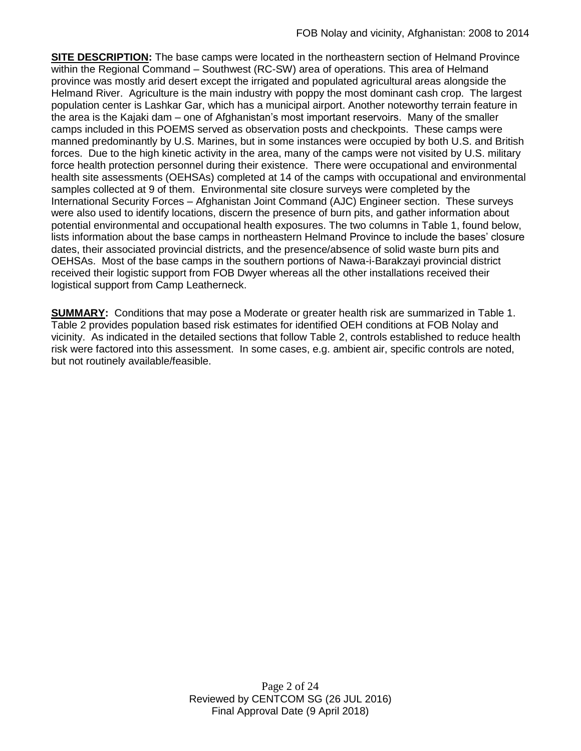**SITE DESCRIPTION:** The base camps were located in the northeastern section of Helmand Province within the Regional Command – Southwest (RC-SW) area of operations. This area of Helmand province was mostly arid desert except the irrigated and populated agricultural areas alongside the Helmand River. Agriculture is the main industry with poppy the most dominant cash crop. The largest population center is Lashkar Gar, which has a municipal airport. Another noteworthy terrain feature in the area is the Kajaki dam – one of Afghanistan's most important reservoirs. Many of the smaller camps included in this POEMS served as observation posts and checkpoints. These camps were manned predominantly by U.S. Marines, but in some instances were occupied by both U.S. and British forces. Due to the high kinetic activity in the area, many of the camps were not visited by U.S. military force health protection personnel during their existence. There were occupational and environmental health site assessments (OEHSAs) completed at 14 of the camps with occupational and environmental samples collected at 9 of them. Environmental site closure surveys were completed by the International Security Forces – Afghanistan Joint Command (AJC) Engineer section. These surveys were also used to identify locations, discern the presence of burn pits, and gather information about potential environmental and occupational health exposures. The two columns in Table 1, found below, lists information about the base camps in northeastern Helmand Province to include the bases' closure dates, their associated provincial districts, and the presence/absence of solid waste burn pits and OEHSAs. Most of the base camps in the southern portions of Nawa-i-Barakzayi provincial district received their logistic support from FOB Dwyer whereas all the other installations received their logistical support from Camp Leatherneck.

**SUMMARY:** Conditions that may pose a Moderate or greater health risk are summarized in Table 1. Table 2 provides population based risk estimates for identified OEH conditions at FOB Nolay and vicinity. As indicated in the detailed sections that follow Table 2, controls established to reduce health risk were factored into this assessment. In some cases, e.g. ambient air, specific controls are noted, but not routinely available/feasible.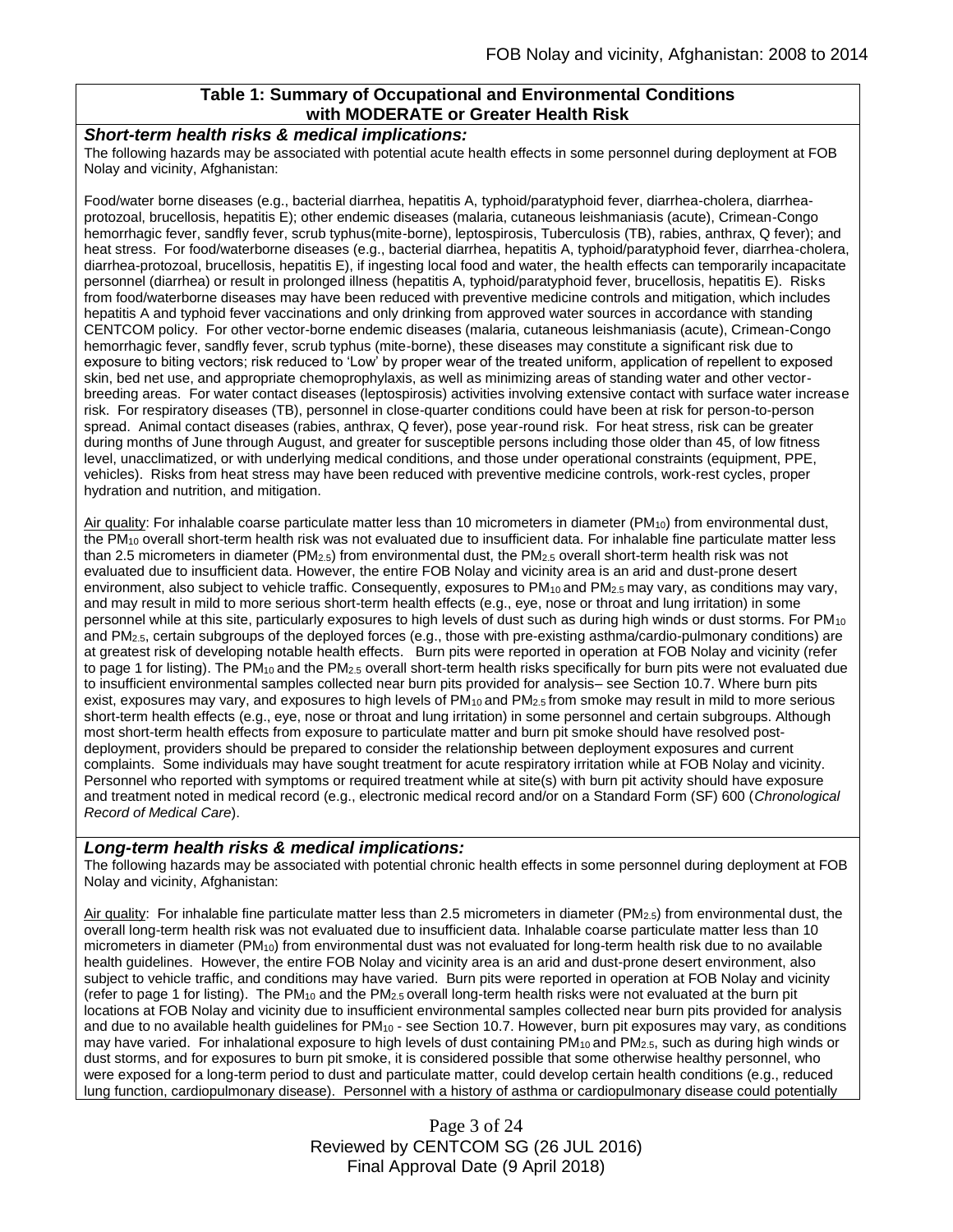### Table 1: Summary of Occupational and Environmental Conditions with MODERATE or Greater Health Risk

***Short-term health risks & medical implications:***

The following hazards may be associated with potential acute health effects in some personnel during deployment at FOB Nolay and vicinity, Afghanistan:

Food/water borne diseases (e.g., bacterial diarrhea, hepatitis A, typhoid/paratyphoid fever, diarrhea-cholera, diarrhea-protozoal, brucellosis, hepatitis E); other endemic diseases (malaria, cutaneous leishmaniasis (acute), Crimean-Congo hemorrhagic fever, sandfly fever, scrub typhus(mite-borne), leptospirosis, Tuberculosis (TB), rabies, anthrax, Q fever); and heat stress. For food/waterborne diseases (e.g., bacterial diarrhea, hepatitis A, typhoid/paratyphoid fever, diarrhea-cholera, diarrhea-protozoal, brucellosis, hepatitis E), if ingesting local food and water, the health effects can temporarily incapacitate personnel (diarrhea) or result in prolonged illness (hepatitis A, typhoid/paratyphoid fever, brucellosis, hepatitis E). Risks from food/waterborne diseases may have been reduced with preventive medicine controls and mitigation, which includes hepatitis A and typhoid fever vaccinations and only drinking from approved water sources in accordance with standing CENTCOM policy. For other vector-borne endemic diseases (malaria, cutaneous leishmaniasis (acute), Crimean-Congo hemorrhagic fever, sandfly fever, scrub typhus (mite-borne), these diseases may constitute a significant risk due to exposure to biting vectors; risk reduced to 'Low' by proper wear of the treated uniform, application of repellent to exposed skin, bed net use, and appropriate chemoprophylaxis, as well as minimizing areas of standing water and other vector-breeding areas. For water contact diseases (leptospirosis) activities involving extensive contact with surface water increase risk. For respiratory diseases (TB), personnel in close-quarter conditions could have been at risk for person-to-person spread. Animal contact diseases (rabies, anthrax, Q fever), pose year-round risk. For heat stress, risk can be greater during months of June through August, and greater for susceptible persons including those older than 45, of low fitness level, unacclimatized, or with underlying medical conditions, and those under operational constraints (equipment, PPE, vehicles). Risks from heat stress may have been reduced with preventive medicine controls, work-rest cycles, proper hydration and nutrition, and mitigation.

Air quality: For inhalable coarse particulate matter less than 10 micrometers in diameter ($PM_{10}$) from environmental dust, the $PM_{10}$ overall short-term health risk was not evaluated due to insufficient data. For inhalable fine particulate matter less than 2.5 micrometers in diameter ($PM_{2.5}$) from environmental dust, the $PM_{2.5}$ overall short-term health risk was not evaluated due to insufficient data. However, the entire FOB Nolay and vicinity area is an arid and dust-prone desert environment, also subject to vehicle traffic. Consequently, exposures to $PM_{10}$ and $PM_{2.5}$ may vary, as conditions may vary, and may result in mild to more serious short-term health effects (e.g., eye, nose or throat and lung irritation) in some personnel while at this site, particularly exposures to high levels of dust such as during high winds or dust storms. For $PM_{10}$ and $PM_{2.5}$, certain subgroups of the deployed forces (e.g., those with pre-existing asthma/cardio-pulmonary conditions) are at greatest risk of developing notable health effects. Burn pits were reported in operation at FOB Nolay and vicinity (refer to page 1 for listing). The $PM_{10}$ and the $PM_{2.5}$ overall short-term health risks specifically for burn pits were not evaluated due to insufficient environmental samples collected near burn pits provided for analysis– see Section 10.7. Where burn pits exist, exposures may vary, and exposures to high levels of $PM_{10}$ and $PM_{2.5}$ from smoke may result in mild to more serious short-term health effects (e.g., eye, nose or throat and lung irritation) in some personnel and certain subgroups. Although most short-term health effects from exposure to particulate matter and burn pit smoke should have resolved post-deployment, providers should be prepared to consider the relationship between deployment exposures and current complaints. Some individuals may have sought treatment for acute respiratory irritation while at FOB Nolay and vicinity. Personnel who reported with symptoms or required treatment while at site(s) with burn pit activity should have exposure and treatment noted in medical record (e.g., electronic medical record and/or on a Standard Form (SF) 600 (*Chronological Record of Medical Care*).

***Long-term health risks & medical implications:***

The following hazards may be associated with potential chronic health effects in some personnel during deployment at FOB Nolay and vicinity, Afghanistan:

Air quality: For inhalable fine particulate matter less than 2.5 micrometers in diameter ($PM_{2.5}$) from environmental dust, the overall long-term health risk was not evaluated due to insufficient data. Inhalable coarse particulate matter less than 10 micrometers in diameter ($PM_{10}$) from environmental dust was not evaluated for long-term health risk due to no available health guidelines. However, the entire FOB Nolay and vicinity area is an arid and dust-prone desert environment, also subject to vehicle traffic, and conditions may have varied. Burn pits were reported in operation at FOB Nolay and vicinity (refer to page 1 for listing). The $PM_{10}$ and the $PM_{2.5}$ overall long-term health risks were not evaluated at the burn pit locations at FOB Nolay and vicinity due to insufficient environmental samples collected near burn pits provided for analysis and due to no available health guidelines for $PM_{10}$ - see Section 10.7. However, burn pit exposures may vary, as conditions may have varied. For inhalational exposure to high levels of dust containing $PM_{10}$ and $PM_{2.5}$, such as during high winds or dust storms, and for exposures to burn pit smoke, it is considered possible that some otherwise healthy personnel, who were exposed for a long-term period to dust and particulate matter, could develop certain health conditions (e.g., reduced lung function, cardiopulmonary disease). Personnel with a history of asthma or cardiopulmonary disease could potentially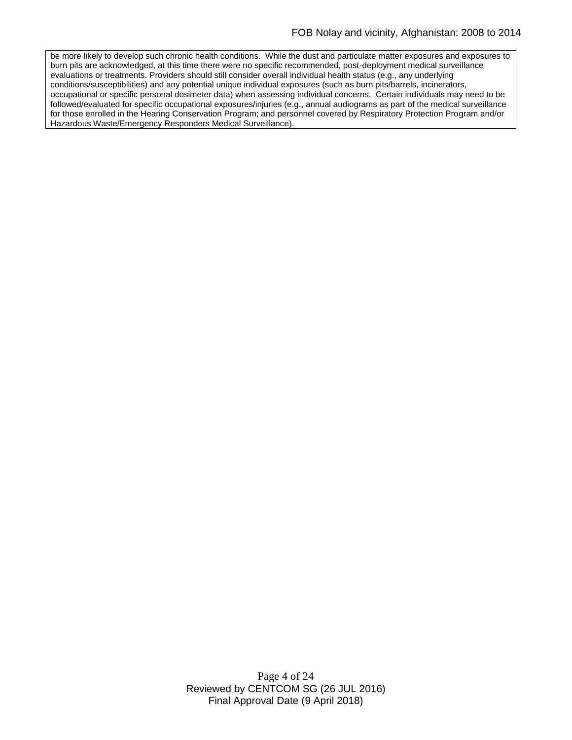be more likely to develop such chronic health conditions. While the dust and particulate matter exposures and exposures to burn pits are acknowledged, at this time there were no specific recommended, post-deployment medical surveillance evaluations or treatments. Providers should still consider overall individual health status (e.g., any underlying conditions/susceptibilities) and any potential unique individual exposures (such as burn pits/barrels, incinerators, occupational or specific personal dosimeter data) when assessing individual concerns. Certain individuals may need to be followed/evaluated for specific occupational exposures/injuries (e.g., annual audiograms as part of the medical surveillance for those enrolled in the Hearing Conservation Program; and personnel covered by Respiratory Protection Program and/or Hazardous Waste/Emergency Responders Medical Surveillance).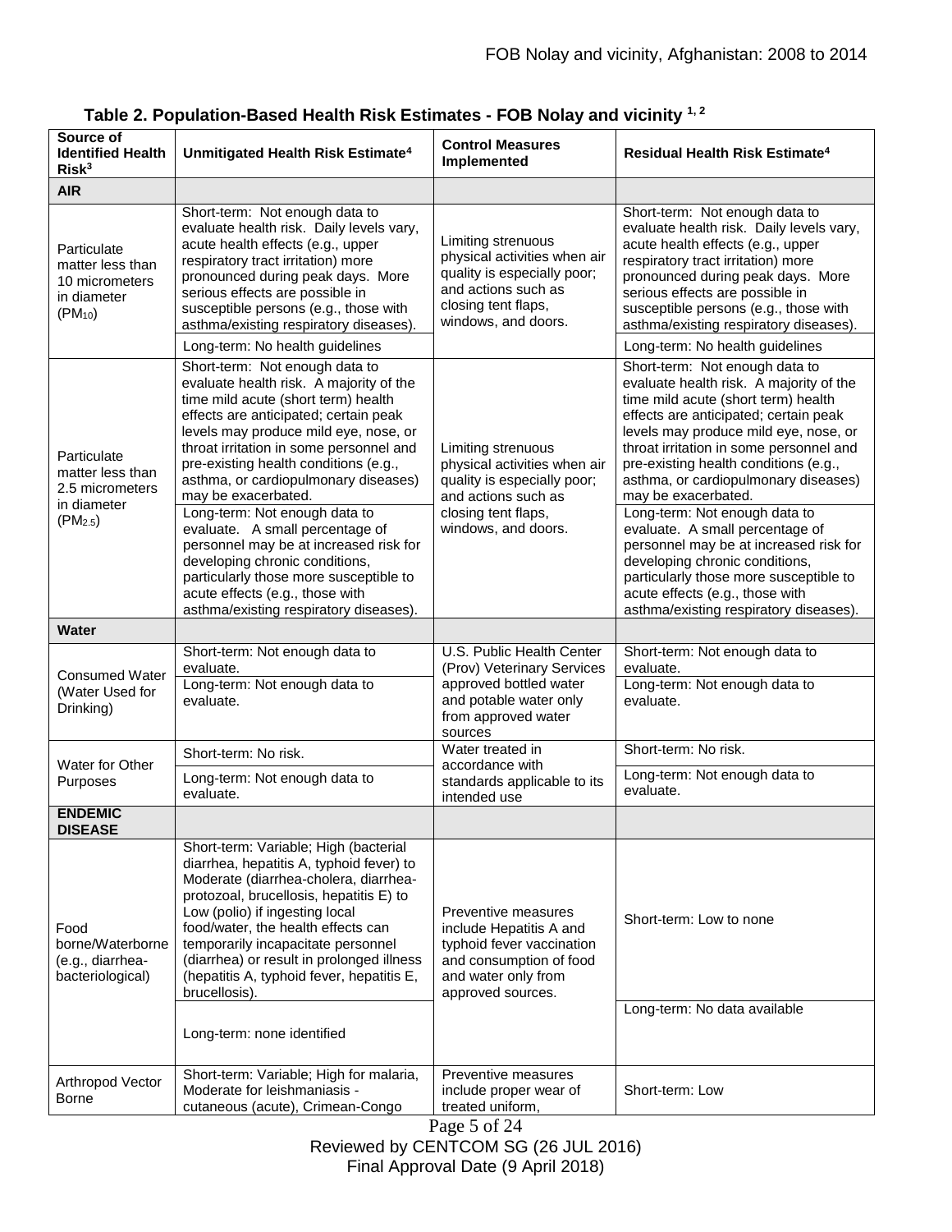**Table 2. Population-Based Health Risk Estimates - FOB Nolay and vicinity [1, 2]**

| Source of Identified Health Risk[3] | Unmitigated Health Risk Estimate[4] | Control Measures Implemented | Residual Health Risk Estimate[4] |
|---|---|---|---|
| **AIR** | | | |
| Particulate matter less than 10 micrometers in diameter ($PM_{10}$) | Short-term: Not enough data to evaluate health risk. Daily levels vary, acute health effects (e.g., upper respiratory tract irritation) more pronounced during peak days. More serious effects are possible in susceptible persons (e.g., those with asthma/existing respiratory diseases). | Limiting strenuous physical activities when air quality is especially poor; and actions such as closing tent flaps, windows, and doors. | Short-term: Not enough data to evaluate health risk. Daily levels vary, acute health effects (e.g., upper respiratory tract irritation) more pronounced during peak days. More serious effects are possible in susceptible persons (e.g., those with asthma/existing respiratory diseases). |
| | Long-term: No health guidelines | | Long-term: No health guidelines |
| Particulate matter less than 2.5 micrometers in diameter ($PM_{2.5}$) | Short-term: Not enough data to evaluate health risk. A majority of the time mild acute (short term) health effects are anticipated; certain peak levels may produce mild eye, nose, or throat irritation in some personnel and pre-existing health conditions (e.g., asthma, or cardiopulmonary diseases) may be exacerbated. | Limiting strenuous physical activities when air quality is especially poor; and actions such as closing tent flaps, windows, and doors. | Short-term: Not enough data to evaluate health risk. A majority of the time mild acute (short term) health effects are anticipated; certain peak levels may produce mild eye, nose, or throat irritation in some personnel and pre-existing health conditions (e.g., asthma, or cardiopulmonary diseases) may be exacerbated. |
| | Long-term: Not enough data to evaluate. A small percentage of personnel may be at increased risk for developing chronic conditions, particularly those more susceptible to acute effects (e.g., those with asthma/existing respiratory diseases). | | Long-term: Not enough data to evaluate. A small percentage of personnel may be at increased risk for developing chronic conditions, particularly those more susceptible to acute effects (e.g., those with asthma/existing respiratory diseases). |
| **Water** | | | |
| Consumed Water (Water Used for Drinking) | Short-term: Not enough data to evaluate. | U.S. Public Health Center (Prov) Veterinary Services approved bottled water and potable water only from approved water sources | Short-term: Not enough data to evaluate. |
| | Long-term: Not enough data to evaluate. | | Long-term: Not enough data to evaluate. |
| Water for Other Purposes | Short-term: No risk. | Water treated in accordance with standards applicable to its intended use | Short-term: No risk. |
| | Long-term: Not enough data to evaluate. | | Long-term: Not enough data to evaluate. |
| **ENDEMIC DISEASE** | | | |
| Food borne/Waterborne (e.g., diarrhea-bacteriological) | Short-term: Variable; High (bacterial diarrhea, hepatitis A, typhoid fever) to Moderate (diarrhea-cholera, diarrhea-protozoal, brucellosis, hepatitis E) to Low (polio) if ingesting local food/water, the health effects can temporarily incapacitate personnel (diarrhea) or result in prolonged illness (hepatitis A, typhoid fever, hepatitis E, brucellosis). | Preventive measures include Hepatitis A and typhoid fever vaccination and consumption of food and water only from approved sources. | Short-term: Low to none |
| | Long-term: none identified | | Long-term: No data available |
| Arthropod Vector Borne | Short-term: Variable; High for malaria, Moderate for leishmaniasis - cutaneous (acute), Crimean-Congo | Preventive measures include proper wear of treated uniform, | Short-term: Low |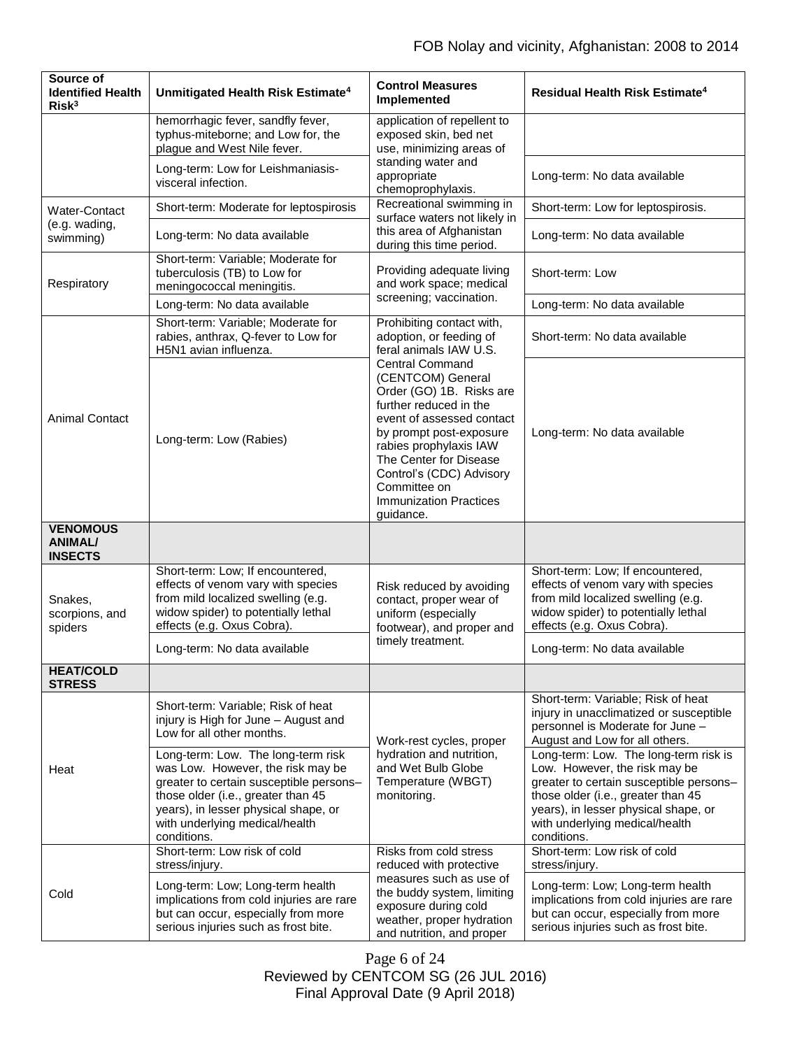| Source of Identified Health Risk[3] | Unmitigated Health Risk Estimate[4] | Control Measures Implemented | Residual Health Risk Estimate[4] |
|---|---|---|---|
| | hemorrhagic fever, sandfly fever, typhus-miteborne; and Low for, the plague and West Nile fever. | application of repellent to exposed skin, bed net use, minimizing areas of standing water and appropriate chemoprophylaxis. | |
| | Long-term: Low for Leishmaniasis-visceral infection. | | Long-term: No data available |
| Water-Contact (e.g. wading, swimming) | Short-term: Moderate for leptospirosis | Recreational swimming in surface waters not likely in this area of Afghanistan during this time period. | Short-term: Low for leptospirosis. |
| | Long-term: No data available | | Long-term: No data available |
| Respiratory | Short-term: Variable; Moderate for tuberculosis (TB) to Low for meningococcal meningitis. | Providing adequate living and work space; medical screening; vaccination. | Short-term: Low |
| | Long-term: No data available | | Long-term: No data available |
| Animal Contact | Short-term: Variable; Moderate for rabies, anthrax, Q-fever to Low for H5N1 avian influenza. | Prohibiting contact with, adoption, or feeding of feral animals IAW U.S. Central Command (CENTCOM) General Order (GO) 1B. Risks are further reduced in the event of assessed contact by prompt post-exposure rabies prophylaxis IAW The Center for Disease Control's (CDC) Advisory Committee on Immunization Practices guidance. | Short-term: No data available |
| | Long-term: Low (Rabies) | | Long-term: No data available |
| **VENOMOUS ANIMAL/ INSECTS** | | | |
| Snakes, scorpions, and spiders | Short-term: Low; If encountered, effects of venom vary with species from mild localized swelling (e.g. widow spider) to potentially lethal effects (e.g. Oxus Cobra). | Risk reduced by avoiding contact, proper wear of uniform (especially footwear), and proper and timely treatment. | Short-term: Low; If encountered, effects of venom vary with species from mild localized swelling (e.g. widow spider) to potentially lethal effects (e.g. Oxus Cobra). |
| | Long-term: No data available | | Long-term: No data available |
| **HEAT/COLD STRESS** | | | |
| Heat | Short-term: Variable; Risk of heat injury is High for June – August and Low for all other months. | Work-rest cycles, proper hydration and nutrition, and Wet Bulb Globe Temperature (WBGT) monitoring. | Short-term: Variable; Risk of heat injury in unacclimatized or susceptible personnel is Moderate for June – August and Low for all others. |
| | Long-term: Low. The long-term risk was Low. However, the risk may be greater to certain susceptible persons– those older (i.e., greater than 45 years), in lesser physical shape, or with underlying medical/health conditions. | | Long-term: Low. The long-term risk is Low. However, the risk may be greater to certain susceptible persons– those older (i.e., greater than 45 years), in lesser physical shape, or with underlying medical/health conditions. |
| Cold | Short-term: Low risk of cold stress/injury. | Risks from cold stress reduced with protective measures such as use of the buddy system, limiting exposure during cold weather, proper hydration and nutrition, and proper | Short-term: Low risk of cold stress/injury. |
| | Long-term: Low; Long-term health implications from cold injuries are rare but can occur, especially from more serious injuries such as frost bite. | | Long-term: Low; Long-term health implications from cold injuries are rare but can occur, especially from more serious injuries such as frost bite. |

Reviewed by CENTCOM SG (26 JUL 2016)
Final Approval Date (9 April 2018)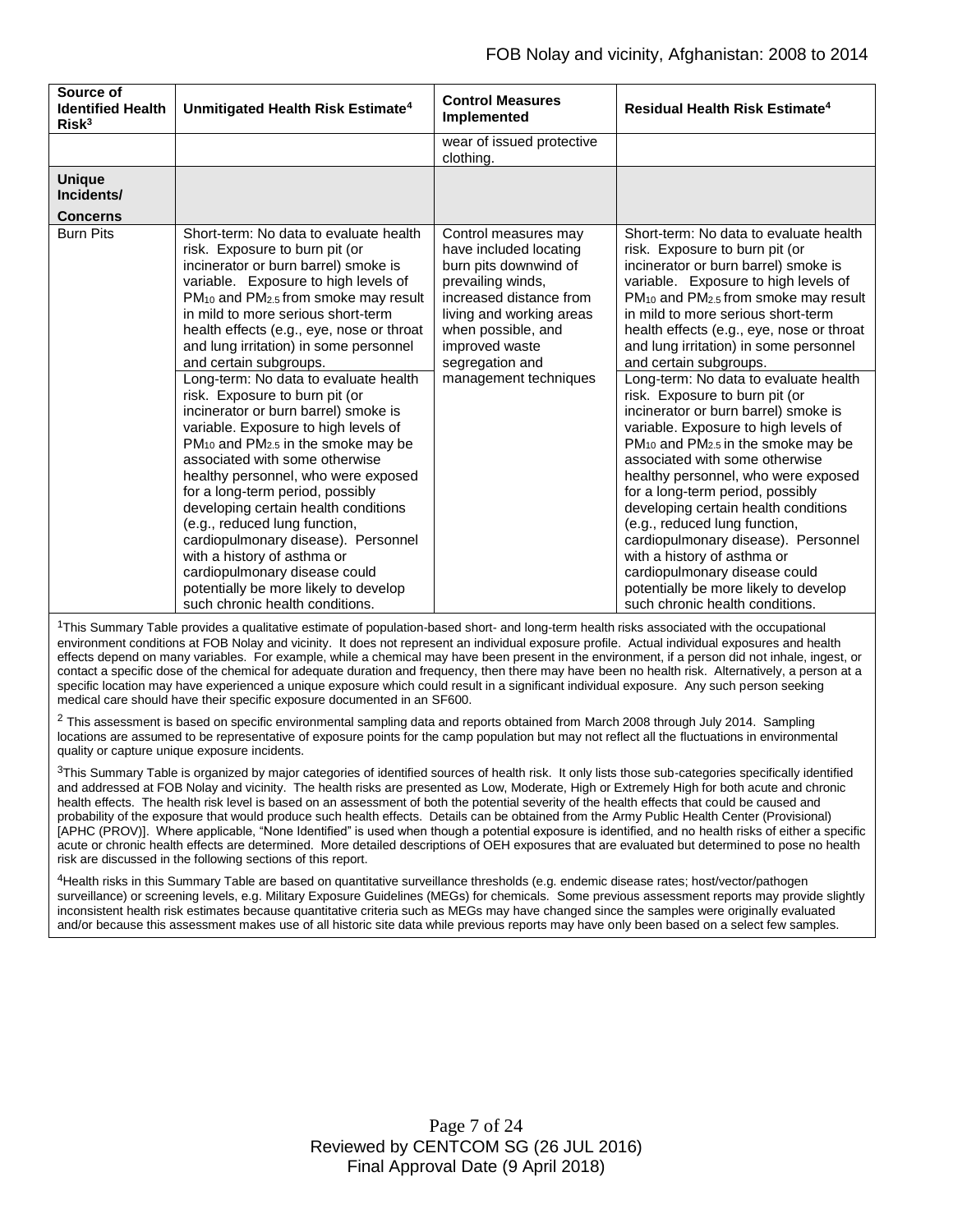| Source of Identified Health Risk[3] | Unmitigated Health Risk Estimate[4] | Control Measures Implemented | Residual Health Risk Estimate[4] |
|---|---|---|---|
| | | wear of issued protective clothing. | |
| **Unique Incidents/ Concerns** | | | |
| Burn Pits | Short-term: No data to evaluate health risk. Exposure to burn pit (or incinerator or burn barrel) smoke is variable. Exposure to high levels of $PM_{10}$ and $PM_{2.5}$ from smoke may result in mild to more serious short-term health effects (e.g., eye, nose or throat and lung irritation) in some personnel and certain subgroups. Long-term: No data to evaluate health risk. Exposure to burn pit (or incinerator or burn barrel) smoke is variable. Exposure to high levels of $PM_{10}$ and $PM_{2.5}$ in the smoke may be associated with some otherwise healthy personnel, who were exposed for a long-term period, possibly developing certain health conditions (e.g., reduced lung function, cardiopulmonary disease). Personnel with a history of asthma or cardiopulmonary disease could potentially be more likely to develop such chronic health conditions. | Control measures may have included locating burn pits downwind of prevailing winds, increased distance from living and working areas when possible, and improved waste segregation and management techniques | Short-term: No data to evaluate health risk. Exposure to burn pit (or incinerator or burn barrel) smoke is variable. Exposure to high levels of $PM_{10}$ and $PM_{2.5}$ from smoke may result in mild to more serious short-term health effects (e.g., eye, nose or throat and lung irritation) in some personnel and certain subgroups. Long-term: No data to evaluate health risk. Exposure to burn pit (or incinerator or burn barrel) smoke is variable. Exposure to high levels of $PM_{10}$ and $PM_{2.5}$ in the smoke may be associated with some otherwise healthy personnel, who were exposed for a long-term period, possibly developing certain health conditions (e.g., reduced lung function, cardiopulmonary disease). Personnel with a history of asthma or cardiopulmonary disease could potentially be more likely to develop such chronic health conditions. |

[1]This Summary Table provides a qualitative estimate of population-based short- and long-term health risks associated with the occupational environment conditions at FOB Nolay and vicinity. It does not represent an individual exposure profile. Actual individual exposures and health effects depend on many variables. For example, while a chemical may have been present in the environment, if a person did not inhale, ingest, or contact a specific dose of the chemical for adequate duration and frequency, then there may have been no health risk. Alternatively, a person at a specific location may have experienced a unique exposure which could result in a significant individual exposure. Any such person seeking medical care should have their specific exposure documented in an SF600.

[2] This assessment is based on specific environmental sampling data and reports obtained from March 2008 through July 2014. Sampling locations are assumed to be representative of exposure points for the camp population but may not reflect all the fluctuations in environmental quality or capture unique exposure incidents.

[3]This Summary Table is organized by major categories of identified sources of health risk. It only lists those sub-categories specifically identified and addressed at FOB Nolay and vicinity. The health risks are presented as Low, Moderate, High or Extremely High for both acute and chronic health effects. The health risk level is based on an assessment of both the potential severity of the health effects that could be caused and probability of the exposure that would produce such health effects. Details can be obtained from the Army Public Health Center (Provisional) [APHC (PROV)]. Where applicable, "None Identified" is used when though a potential exposure is identified, and no health risks of either a specific acute or chronic health effects are determined. More detailed descriptions of OEH exposures that are evaluated but determined to pose no health risk are discussed in the following sections of this report.

[4]Health risks in this Summary Table are based on quantitative surveillance thresholds (e.g. endemic disease rates; host/vector/pathogen surveillance) or screening levels, e.g. Military Exposure Guidelines (MEGs) for chemicals. Some previous assessment reports may provide slightly inconsistent health risk estimates because quantitative criteria such as MEGs may have changed since the samples were originally evaluated and/or because this assessment makes use of all historic site data while previous reports may have only been based on a select few samples.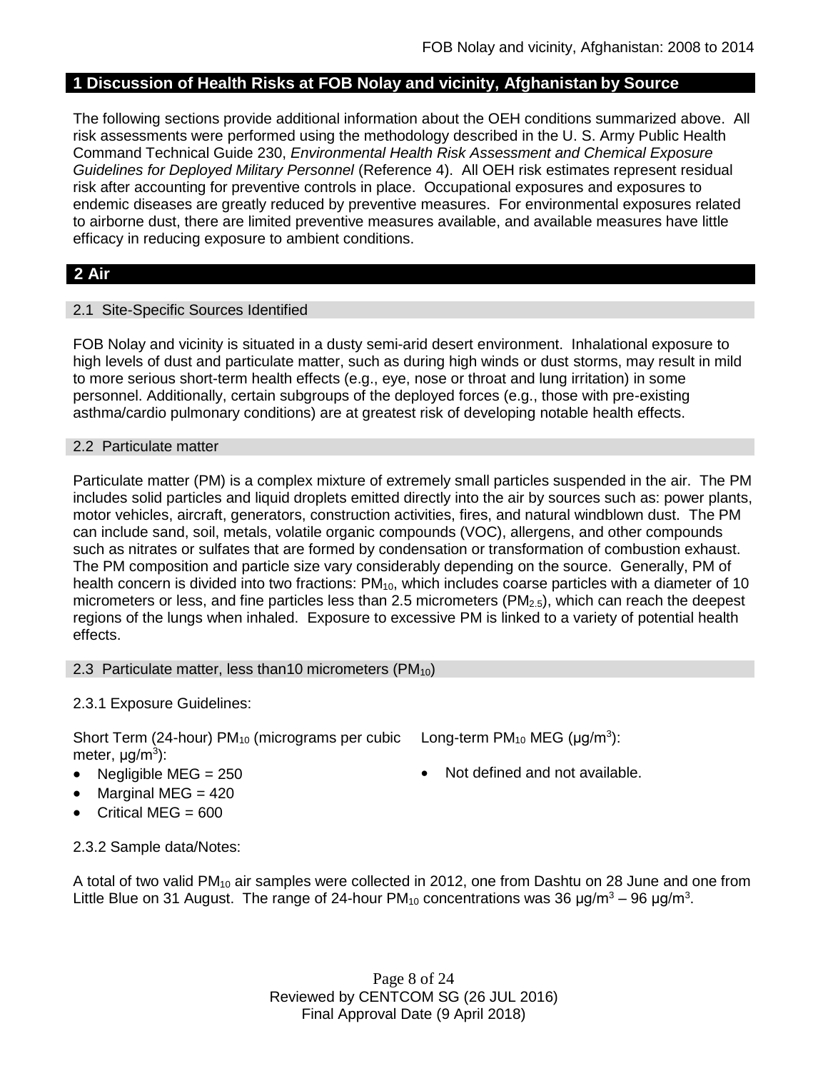## 1 Discussion of Health Risks at FOB Nolay and vicinity, Afghanistan by Source

The following sections provide additional information about the OEH conditions summarized above. All risk assessments were performed using the methodology described in the U. S. Army Public Health Command Technical Guide 230, *Environmental Health Risk Assessment and Chemical Exposure Guidelines for Deployed Military Personnel* (Reference 4). All OEH risk estimates represent residual risk after accounting for preventive controls in place. Occupational exposures and exposures to endemic diseases are greatly reduced by preventive measures. For environmental exposures related to airborne dust, there are limited preventive measures available, and available measures have little efficacy in reducing exposure to ambient conditions.

## 2 Air

### 2.1 Site-Specific Sources Identified

FOB Nolay and vicinity is situated in a dusty semi-arid desert environment. Inhalational exposure to high levels of dust and particulate matter, such as during high winds or dust storms, may result in mild to more serious short-term health effects (e.g., eye, nose or throat and lung irritation) in some personnel. Additionally, certain subgroups of the deployed forces (e.g., those with pre-existing asthma/cardio pulmonary conditions) are at greatest risk of developing notable health effects.

### 2.2 Particulate matter

Particulate matter (PM) is a complex mixture of extremely small particles suspended in the air. The PM includes solid particles and liquid droplets emitted directly into the air by sources such as: power plants, motor vehicles, aircraft, generators, construction activities, fires, and natural windblown dust. The PM can include sand, soil, metals, volatile organic compounds (VOC), allergens, and other compounds such as nitrates or sulfates that are formed by condensation or transformation of combustion exhaust. The PM composition and particle size vary considerably depending on the source. Generally, PM of health concern is divided into two fractions: $PM_{10}$, which includes coarse particles with a diameter of 10 micrometers or less, and fine particles less than 2.5 micrometers ($PM_{2.5}$), which can reach the deepest regions of the lungs when inhaled. Exposure to excessive PM is linked to a variety of potential health effects.

### 2.3 Particulate matter, less than10 micrometers ($PM_{10}$)

2.3.1 Exposure Guidelines:

Short Term (24-hour) $PM_{10}$ (micrograms per cubic meter, $\mu g/m^3$):

- Negligible MEG = 250
- Marginal MEG = 420
- Critical MEG = 600

Long-term $PM_{10}$ MEG ($\mu g/m^3$):

- Not defined and not available.

2.3.2 Sample data/Notes:

A total of two valid $PM_{10}$ air samples were collected in 2012, one from Dashtu on 28 June and one from Little Blue on 31 August. The range of 24-hour $PM_{10}$ concentrations was 36 $\mu g/m^3$ – 96 $\mu g/m^3$.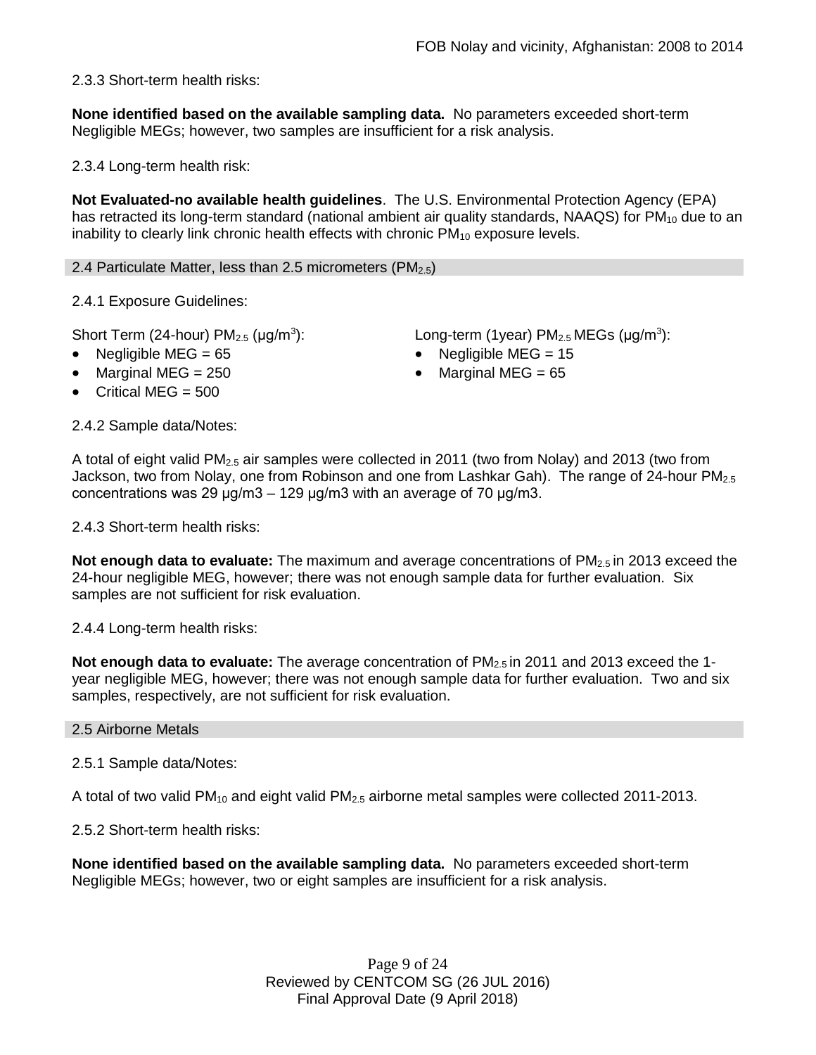2.3.3 Short-term health risks:

**None identified based on the available sampling data.** No parameters exceeded short-term Negligible MEGs; however, two samples are insufficient for a risk analysis.

2.3.4 Long-term health risk:

**Not Evaluated-no available health guidelines**. The U.S. Environmental Protection Agency (EPA) has retracted its long-term standard (national ambient air quality standards, NAAQS) for $PM_{10}$ due to an inability to clearly link chronic health effects with chronic $PM_{10}$ exposure levels.

## 2.4 Particulate Matter, less than 2.5 micrometers ($PM_{2.5}$)

2.4.1 Exposure Guidelines:

Short Term (24-hour) $PM_{2.5}$ (μg/m$^3$):

- Negligible MEG = 65
- Marginal MEG = 250
- Critical MEG = 500

Long-term (1year) $PM_{2.5}$ MEGs (μg/m$^3$):

- Negligible MEG = 15
- Marginal MEG = 65

2.4.2 Sample data/Notes:

A total of eight valid $PM_{2.5}$ air samples were collected in 2011 (two from Nolay) and 2013 (two from Jackson, two from Nolay, one from Robinson and one from Lashkar Gah). The range of 24-hour $PM_{2.5}$ concentrations was 29 μg/m3 – 129 μg/m3 with an average of 70 μg/m3.

2.4.3 Short-term health risks:

**Not enough data to evaluate:** The maximum and average concentrations of $PM_{2.5}$ in 2013 exceed the 24-hour negligible MEG, however; there was not enough sample data for further evaluation. Six samples are not sufficient for risk evaluation.

2.4.4 Long-term health risks:

**Not enough data to evaluate:** The average concentration of $PM_{2.5}$ in 2011 and 2013 exceed the 1-year negligible MEG, however; there was not enough sample data for further evaluation. Two and six samples, respectively, are not sufficient for risk evaluation.

## 2.5 Airborne Metals

2.5.1 Sample data/Notes:

A total of two valid $PM_{10}$ and eight valid $PM_{2.5}$ airborne metal samples were collected 2011-2013.

2.5.2 Short-term health risks:

**None identified based on the available sampling data.** No parameters exceeded short-term Negligible MEGs; however, two or eight samples are insufficient for a risk analysis.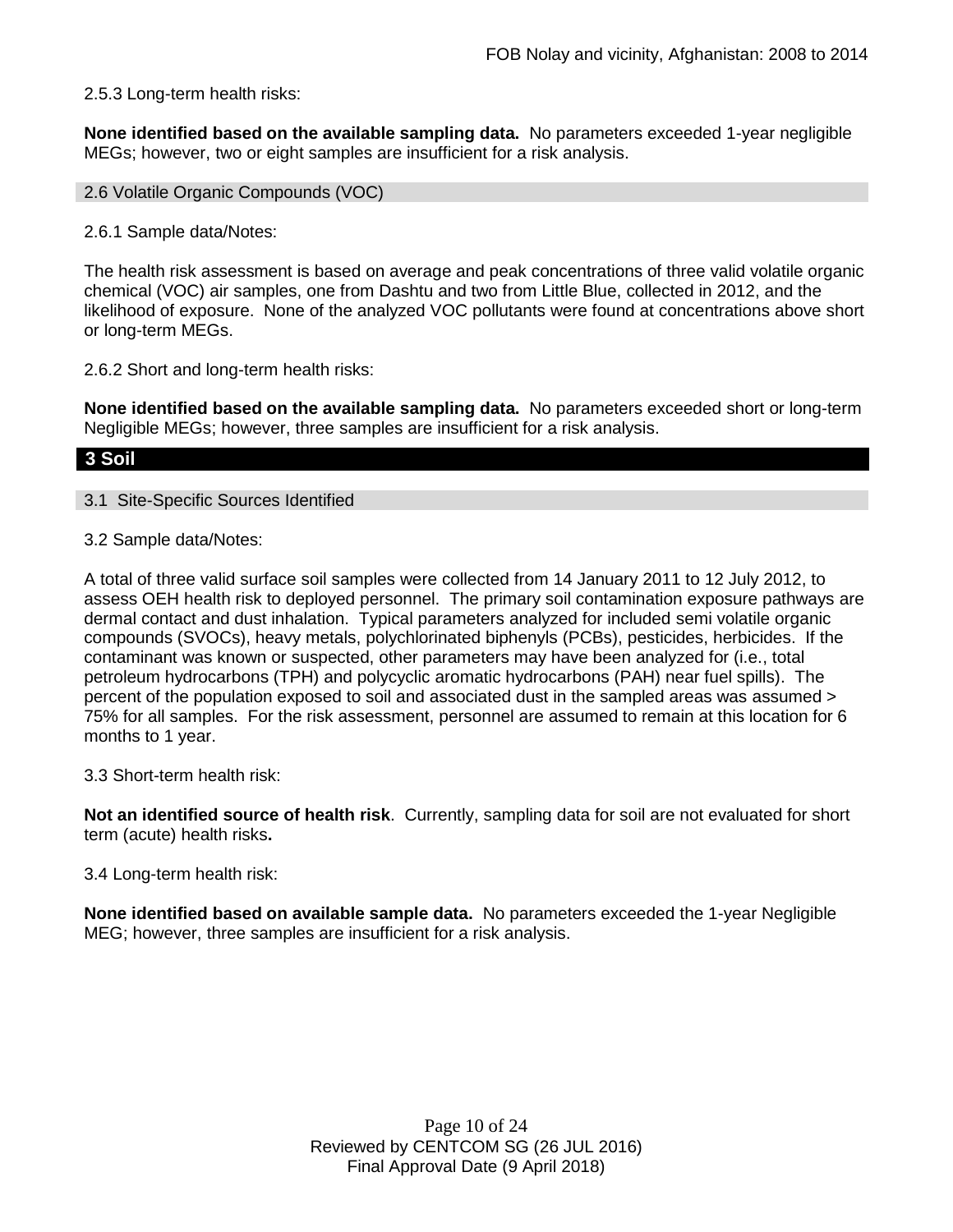2.5.3 Long-term health risks:

**None identified based on the available sampling data.** No parameters exceeded 1-year negligible MEGs; however, two or eight samples are insufficient for a risk analysis.

### 2.6 Volatile Organic Compounds (VOC)

2.6.1 Sample data/Notes:

The health risk assessment is based on average and peak concentrations of three valid volatile organic chemical (VOC) air samples, one from Dashtu and two from Little Blue, collected in 2012, and the likelihood of exposure. None of the analyzed VOC pollutants were found at concentrations above short or long-term MEGs.

2.6.2 Short and long-term health risks:

**None identified based on the available sampling data.** No parameters exceeded short or long-term Negligible MEGs; however, three samples are insufficient for a risk analysis.

## 3 Soil

### 3.1 Site-Specific Sources Identified

3.2 Sample data/Notes:

A total of three valid surface soil samples were collected from 14 January 2011 to 12 July 2012, to assess OEH health risk to deployed personnel. The primary soil contamination exposure pathways are dermal contact and dust inhalation. Typical parameters analyzed for included semi volatile organic compounds (SVOCs), heavy metals, polychlorinated biphenyls (PCBs), pesticides, herbicides. If the contaminant was known or suspected, other parameters may have been analyzed for (i.e., total petroleum hydrocarbons (TPH) and polycyclic aromatic hydrocarbons (PAH) near fuel spills). The percent of the population exposed to soil and associated dust in the sampled areas was assumed > 75% for all samples. For the risk assessment, personnel are assumed to remain at this location for 6 months to 1 year.

3.3 Short-term health risk:

**Not an identified source of health risk**. Currently, sampling data for soil are not evaluated for short term (acute) health risks**.**

3.4 Long-term health risk:

**None identified based on available sample data.** No parameters exceeded the 1-year Negligible MEG; however, three samples are insufficient for a risk analysis.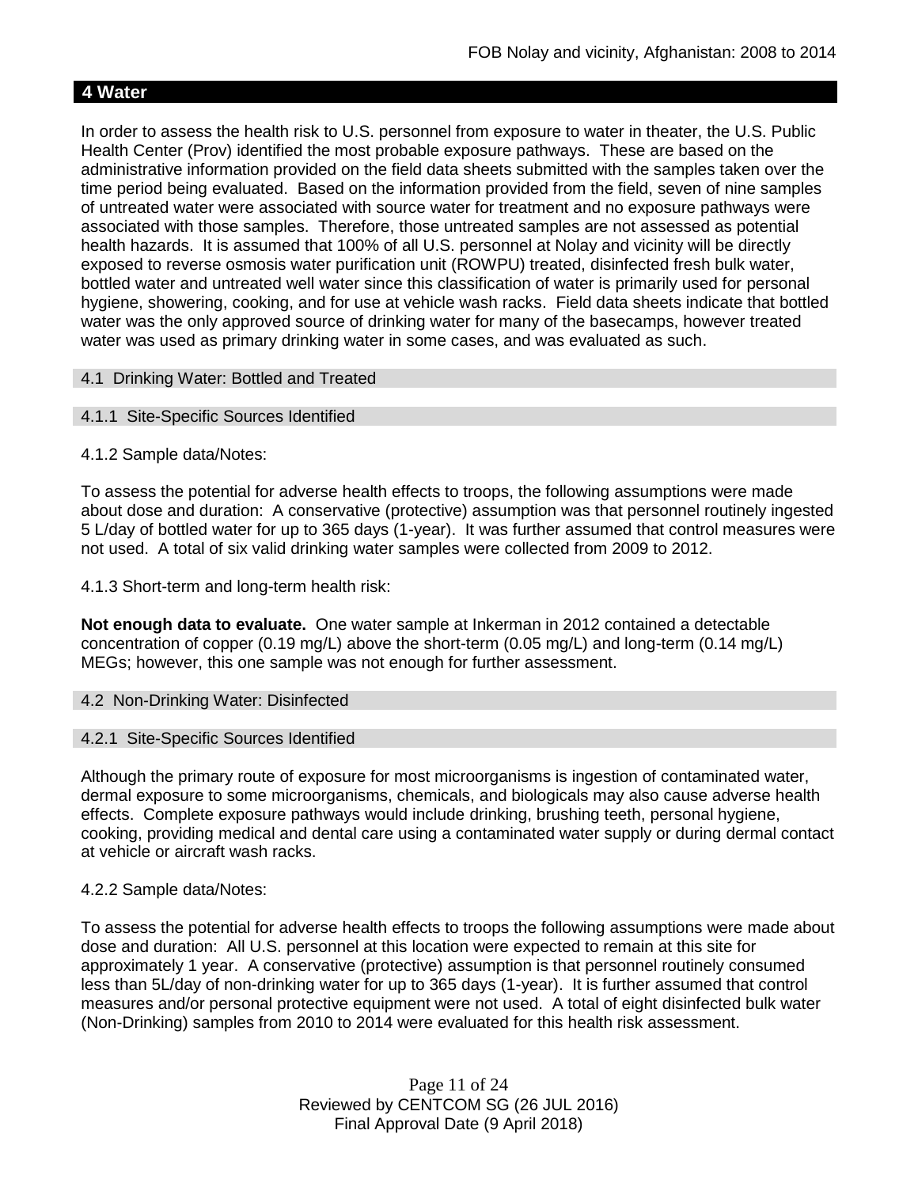## 4 Water

In order to assess the health risk to U.S. personnel from exposure to water in theater, the U.S. Public Health Center (Prov) identified the most probable exposure pathways. These are based on the administrative information provided on the field data sheets submitted with the samples taken over the time period being evaluated. Based on the information provided from the field, seven of nine samples of untreated water were associated with source water for treatment and no exposure pathways were associated with those samples. Therefore, those untreated samples are not assessed as potential health hazards. It is assumed that 100% of all U.S. personnel at Nolay and vicinity will be directly exposed to reverse osmosis water purification unit (ROWPU) treated, disinfected fresh bulk water, bottled water and untreated well water since this classification of water is primarily used for personal hygiene, showering, cooking, and for use at vehicle wash racks. Field data sheets indicate that bottled water was the only approved source of drinking water for many of the basecamps, however treated water was used as primary drinking water in some cases, and was evaluated as such.

### 4.1 Drinking Water: Bottled and Treated

#### 4.1.1 Site-Specific Sources Identified

4.1.2 Sample data/Notes:

To assess the potential for adverse health effects to troops, the following assumptions were made about dose and duration: A conservative (protective) assumption was that personnel routinely ingested 5 L/day of bottled water for up to 365 days (1-year). It was further assumed that control measures were not used. A total of six valid drinking water samples were collected from 2009 to 2012.

4.1.3 Short-term and long-term health risk:

**Not enough data to evaluate.** One water sample at Inkerman in 2012 contained a detectable concentration of copper (0.19 mg/L) above the short-term (0.05 mg/L) and long-term (0.14 mg/L) MEGs; however, this one sample was not enough for further assessment.

### 4.2 Non-Drinking Water: Disinfected

#### 4.2.1 Site-Specific Sources Identified

Although the primary route of exposure for most microorganisms is ingestion of contaminated water, dermal exposure to some microorganisms, chemicals, and biologicals may also cause adverse health effects. Complete exposure pathways would include drinking, brushing teeth, personal hygiene, cooking, providing medical and dental care using a contaminated water supply or during dermal contact at vehicle or aircraft wash racks.

4.2.2 Sample data/Notes:

To assess the potential for adverse health effects to troops the following assumptions were made about dose and duration: All U.S. personnel at this location were expected to remain at this site for approximately 1 year. A conservative (protective) assumption is that personnel routinely consumed less than 5L/day of non-drinking water for up to 365 days (1-year). It is further assumed that control measures and/or personal protective equipment were not used. A total of eight disinfected bulk water (Non-Drinking) samples from 2010 to 2014 were evaluated for this health risk assessment.

Reviewed by CENTCOM SG (26 JUL 2016)
Final Approval Date (9 April 2018)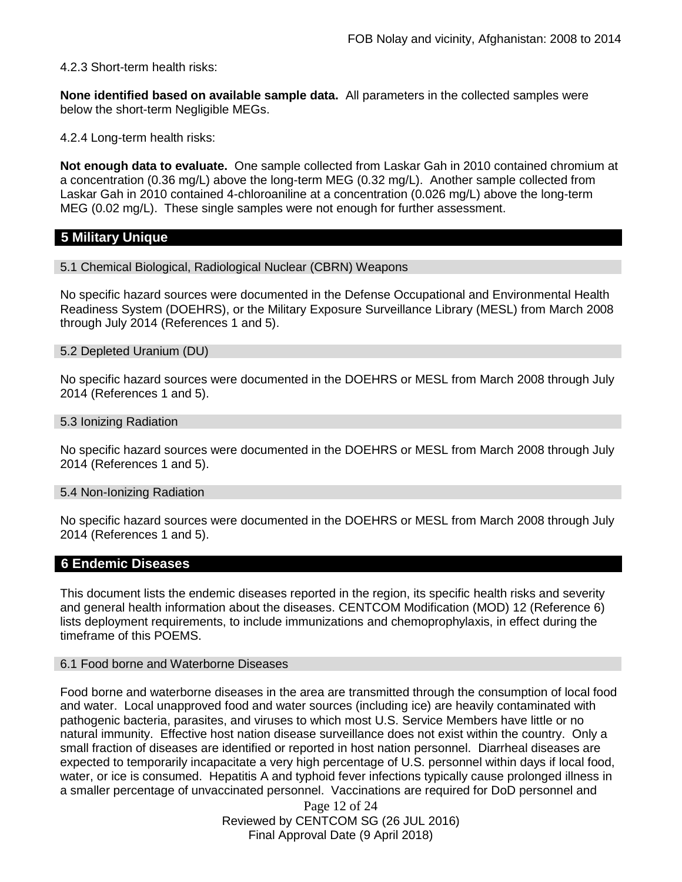4.2.3 Short-term health risks:

**None identified based on available sample data.** All parameters in the collected samples were below the short-term Negligible MEGs.

4.2.4 Long-term health risks:

**Not enough data to evaluate.** One sample collected from Laskar Gah in 2010 contained chromium at a concentration (0.36 mg/L) above the long-term MEG (0.32 mg/L). Another sample collected from Laskar Gah in 2010 contained 4-chloroaniline at a concentration (0.026 mg/L) above the long-term MEG (0.02 mg/L). These single samples were not enough for further assessment.

## 5 Military Unique

### 5.1 Chemical Biological, Radiological Nuclear (CBRN) Weapons

No specific hazard sources were documented in the Defense Occupational and Environmental Health Readiness System (DOEHRS), or the Military Exposure Surveillance Library (MESL) from March 2008 through July 2014 (References 1 and 5).

### 5.2 Depleted Uranium (DU)

No specific hazard sources were documented in the DOEHRS or MESL from March 2008 through July 2014 (References 1 and 5).

### 5.3 Ionizing Radiation

No specific hazard sources were documented in the DOEHRS or MESL from March 2008 through July 2014 (References 1 and 5).

### 5.4 Non-Ionizing Radiation

No specific hazard sources were documented in the DOEHRS or MESL from March 2008 through July 2014 (References 1 and 5).

## 6 Endemic Diseases

This document lists the endemic diseases reported in the region, its specific health risks and severity and general health information about the diseases. CENTCOM Modification (MOD) 12 (Reference 6) lists deployment requirements, to include immunizations and chemoprophylaxis, in effect during the timeframe of this POEMS.

### 6.1 Food borne and Waterborne Diseases

Food borne and waterborne diseases in the area are transmitted through the consumption of local food and water. Local unapproved food and water sources (including ice) are heavily contaminated with pathogenic bacteria, parasites, and viruses to which most U.S. Service Members have little or no natural immunity. Effective host nation disease surveillance does not exist within the country. Only a small fraction of diseases are identified or reported in host nation personnel. Diarrheal diseases are expected to temporarily incapacitate a very high percentage of U.S. personnel within days if local food, water, or ice is consumed. Hepatitis A and typhoid fever infections typically cause prolonged illness in a smaller percentage of unvaccinated personnel. Vaccinations are required for DoD personnel and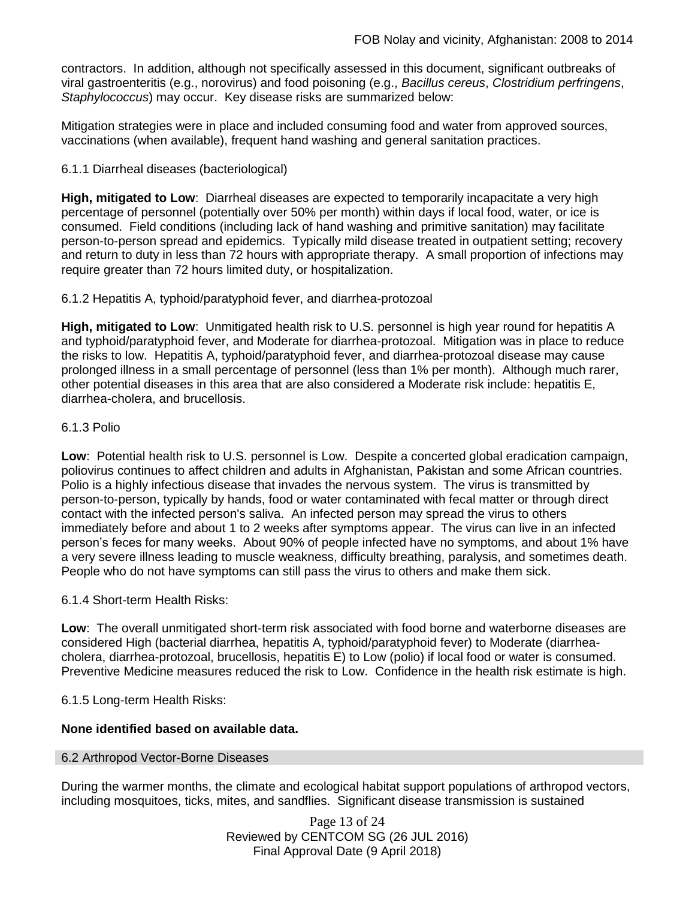contractors. In addition, although not specifically assessed in this document, significant outbreaks of viral gastroenteritis (e.g., norovirus) and food poisoning (e.g., *Bacillus cereus*, *Clostridium perfringens*, *Staphylococcus*) may occur. Key disease risks are summarized below:

Mitigation strategies were in place and included consuming food and water from approved sources, vaccinations (when available), frequent hand washing and general sanitation practices.

#### 6.1.1 Diarrheal diseases (bacteriological)

**High, mitigated to Low**: Diarrheal diseases are expected to temporarily incapacitate a very high percentage of personnel (potentially over 50% per month) within days if local food, water, or ice is consumed. Field conditions (including lack of hand washing and primitive sanitation) may facilitate person-to-person spread and epidemics. Typically mild disease treated in outpatient setting; recovery and return to duty in less than 72 hours with appropriate therapy. A small proportion of infections may require greater than 72 hours limited duty, or hospitalization.

#### 6.1.2 Hepatitis A, typhoid/paratyphoid fever, and diarrhea-protozoal

**High, mitigated to Low**: Unmitigated health risk to U.S. personnel is high year round for hepatitis A and typhoid/paratyphoid fever, and Moderate for diarrhea-protozoal. Mitigation was in place to reduce the risks to low. Hepatitis A, typhoid/paratyphoid fever, and diarrhea-protozoal disease may cause prolonged illness in a small percentage of personnel (less than 1% per month). Although much rarer, other potential diseases in this area that are also considered a Moderate risk include: hepatitis E, diarrhea-cholera, and brucellosis.

#### 6.1.3 Polio

**Low**: Potential health risk to U.S. personnel is Low. Despite a concerted global eradication campaign, poliovirus continues to affect children and adults in Afghanistan, Pakistan and some African countries. Polio is a highly infectious disease that invades the nervous system. The virus is transmitted by person-to-person, typically by hands, food or water contaminated with fecal matter or through direct contact with the infected person's saliva. An infected person may spread the virus to others immediately before and about 1 to 2 weeks after symptoms appear. The virus can live in an infected person's feces for many weeks. About 90% of people infected have no symptoms, and about 1% have a very severe illness leading to muscle weakness, difficulty breathing, paralysis, and sometimes death. People who do not have symptoms can still pass the virus to others and make them sick.

#### 6.1.4 Short-term Health Risks:

**Low**: The overall unmitigated short-term risk associated with food borne and waterborne diseases are considered High (bacterial diarrhea, hepatitis A, typhoid/paratyphoid fever) to Moderate (diarrhea-cholera, diarrhea-protozoal, brucellosis, hepatitis E) to Low (polio) if local food or water is consumed. Preventive Medicine measures reduced the risk to Low. Confidence in the health risk estimate is high.

#### 6.1.5 Long-term Health Risks:

**None identified based on available data.**

### 6.2 Arthropod Vector-Borne Diseases

During the warmer months, the climate and ecological habitat support populations of arthropod vectors, including mosquitoes, ticks, mites, and sandflies. Significant disease transmission is sustained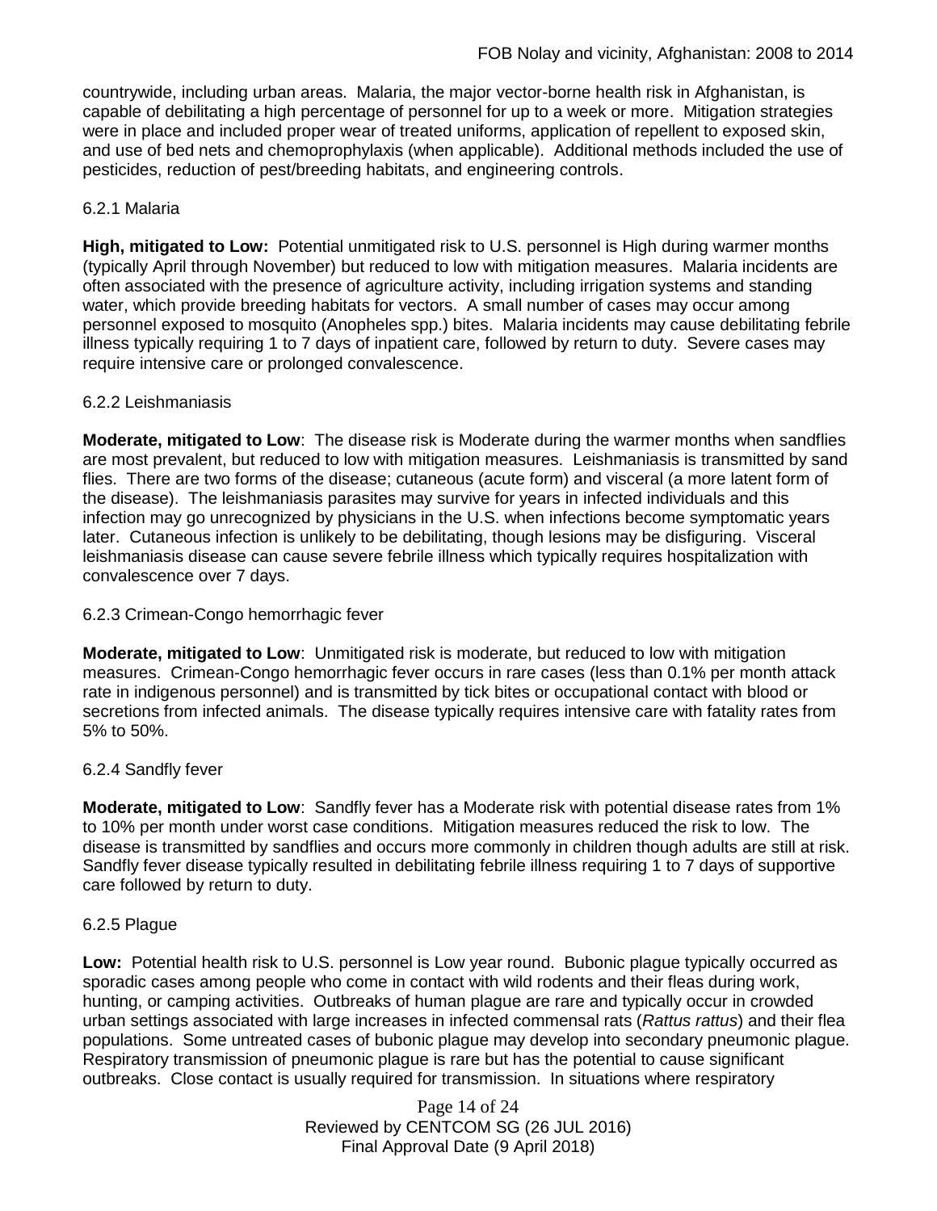countrywide, including urban areas. Malaria, the major vector-borne health risk in Afghanistan, is capable of debilitating a high percentage of personnel for up to a week or more. Mitigation strategies were in place and included proper wear of treated uniforms, application of repellent to exposed skin, and use of bed nets and chemoprophylaxis (when applicable). Additional methods included the use of pesticides, reduction of pest/breeding habitats, and engineering controls.

#### 6.2.1 Malaria

**High, mitigated to Low:** Potential unmitigated risk to U.S. personnel is High during warmer months (typically April through November) but reduced to low with mitigation measures. Malaria incidents are often associated with the presence of agriculture activity, including irrigation systems and standing water, which provide breeding habitats for vectors. A small number of cases may occur among personnel exposed to mosquito (Anopheles spp.) bites. Malaria incidents may cause debilitating febrile illness typically requiring 1 to 7 days of inpatient care, followed by return to duty. Severe cases may require intensive care or prolonged convalescence.

#### 6.2.2 Leishmaniasis

**Moderate, mitigated to Low**: The disease risk is Moderate during the warmer months when sandflies are most prevalent, but reduced to low with mitigation measures. Leishmaniasis is transmitted by sand flies. There are two forms of the disease; cutaneous (acute form) and visceral (a more latent form of the disease). The leishmaniasis parasites may survive for years in infected individuals and this infection may go unrecognized by physicians in the U.S. when infections become symptomatic years later. Cutaneous infection is unlikely to be debilitating, though lesions may be disfiguring. Visceral leishmaniasis disease can cause severe febrile illness which typically requires hospitalization with convalescence over 7 days.

#### 6.2.3 Crimean-Congo hemorrhagic fever

**Moderate, mitigated to Low**: Unmitigated risk is moderate, but reduced to low with mitigation measures. Crimean-Congo hemorrhagic fever occurs in rare cases (less than 0.1% per month attack rate in indigenous personnel) and is transmitted by tick bites or occupational contact with blood or secretions from infected animals. The disease typically requires intensive care with fatality rates from 5% to 50%.

#### 6.2.4 Sandfly fever

**Moderate, mitigated to Low**: Sandfly fever has a Moderate risk with potential disease rates from 1% to 10% per month under worst case conditions. Mitigation measures reduced the risk to low. The disease is transmitted by sandflies and occurs more commonly in children though adults are still at risk. Sandfly fever disease typically resulted in debilitating febrile illness requiring 1 to 7 days of supportive care followed by return to duty.

#### 6.2.5 Plague

**Low:** Potential health risk to U.S. personnel is Low year round. Bubonic plague typically occurred as sporadic cases among people who come in contact with wild rodents and their fleas during work, hunting, or camping activities. Outbreaks of human plague are rare and typically occur in crowded urban settings associated with large increases in infected commensal rats (*Rattus rattus*) and their flea populations. Some untreated cases of bubonic plague may develop into secondary pneumonic plague. Respiratory transmission of pneumonic plague is rare but has the potential to cause significant outbreaks. Close contact is usually required for transmission. In situations where respiratory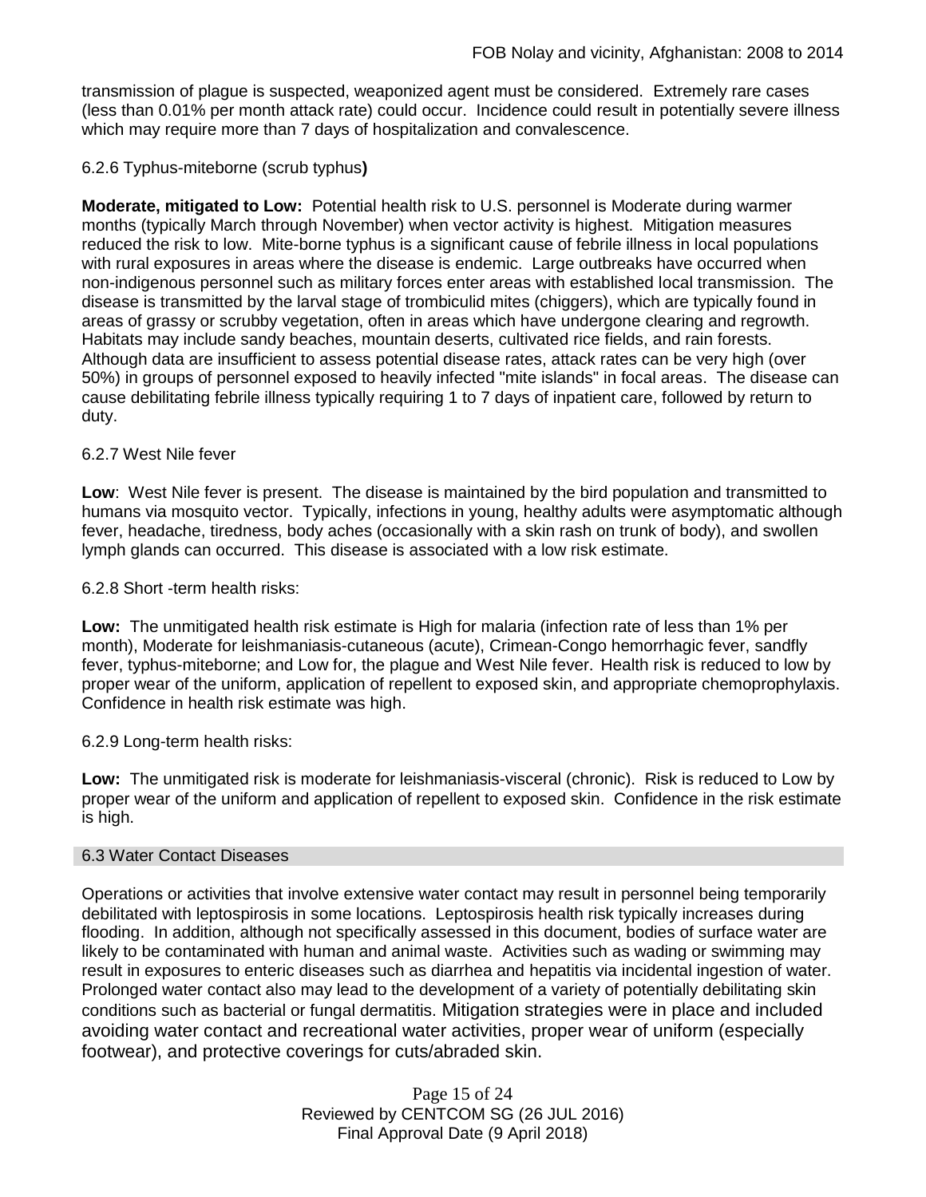transmission of plague is suspected, weaponized agent must be considered. Extremely rare cases (less than 0.01% per month attack rate) could occur. Incidence could result in potentially severe illness which may require more than 7 days of hospitalization and convalescence.

6.2.6 Typhus-miteborne (scrub typhus**)**

**Moderate, mitigated to Low:** Potential health risk to U.S. personnel is Moderate during warmer months (typically March through November) when vector activity is highest. Mitigation measures reduced the risk to low. Mite-borne typhus is a significant cause of febrile illness in local populations with rural exposures in areas where the disease is endemic. Large outbreaks have occurred when non-indigenous personnel such as military forces enter areas with established local transmission. The disease is transmitted by the larval stage of trombiculid mites (chiggers), which are typically found in areas of grassy or scrubby vegetation, often in areas which have undergone clearing and regrowth. Habitats may include sandy beaches, mountain deserts, cultivated rice fields, and rain forests. Although data are insufficient to assess potential disease rates, attack rates can be very high (over 50%) in groups of personnel exposed to heavily infected "mite islands" in focal areas. The disease can cause debilitating febrile illness typically requiring 1 to 7 days of inpatient care, followed by return to duty.

6.2.7 West Nile fever

**Low**: West Nile fever is present. The disease is maintained by the bird population and transmitted to humans via mosquito vector. Typically, infections in young, healthy adults were asymptomatic although fever, headache, tiredness, body aches (occasionally with a skin rash on trunk of body), and swollen lymph glands can occurred. This disease is associated with a low risk estimate.

6.2.8 Short -term health risks:

**Low:** The unmitigated health risk estimate is High for malaria (infection rate of less than 1% per month), Moderate for leishmaniasis-cutaneous (acute), Crimean-Congo hemorrhagic fever, sandfly fever, typhus-miteborne; and Low for, the plague and West Nile fever. Health risk is reduced to low by proper wear of the uniform, application of repellent to exposed skin, and appropriate chemoprophylaxis. Confidence in health risk estimate was high.

6.2.9 Long-term health risks:

**Low:** The unmitigated risk is moderate for leishmaniasis-visceral (chronic). Risk is reduced to Low by proper wear of the uniform and application of repellent to exposed skin. Confidence in the risk estimate is high.

## 6.3 Water Contact Diseases

Operations or activities that involve extensive water contact may result in personnel being temporarily debilitated with leptospirosis in some locations. Leptospirosis health risk typically increases during flooding. In addition, although not specifically assessed in this document, bodies of surface water are likely to be contaminated with human and animal waste. Activities such as wading or swimming may result in exposures to enteric diseases such as diarrhea and hepatitis via incidental ingestion of water. Prolonged water contact also may lead to the development of a variety of potentially debilitating skin conditions such as bacterial or fungal dermatitis. Mitigation strategies were in place and included avoiding water contact and recreational water activities, proper wear of uniform (especially footwear), and protective coverings for cuts/abraded skin.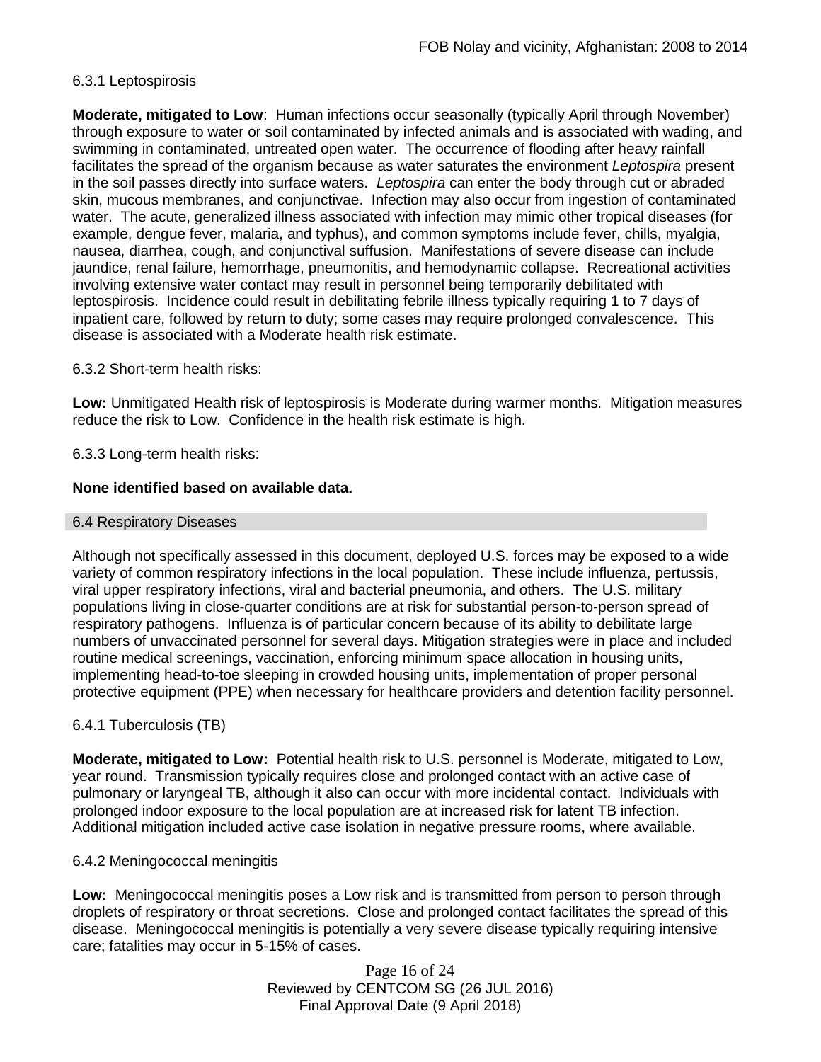6.3.1 Leptospirosis

**Moderate, mitigated to Low**: Human infections occur seasonally (typically April through November) through exposure to water or soil contaminated by infected animals and is associated with wading, and swimming in contaminated, untreated open water. The occurrence of flooding after heavy rainfall facilitates the spread of the organism because as water saturates the environment *Leptospira* present in the soil passes directly into surface waters. *Leptospira* can enter the body through cut or abraded skin, mucous membranes, and conjunctivae. Infection may also occur from ingestion of contaminated water. The acute, generalized illness associated with infection may mimic other tropical diseases (for example, dengue fever, malaria, and typhus), and common symptoms include fever, chills, myalgia, nausea, diarrhea, cough, and conjunctival suffusion. Manifestations of severe disease can include jaundice, renal failure, hemorrhage, pneumonitis, and hemodynamic collapse. Recreational activities involving extensive water contact may result in personnel being temporarily debilitated with leptospirosis. Incidence could result in debilitating febrile illness typically requiring 1 to 7 days of inpatient care, followed by return to duty; some cases may require prolonged convalescence. This disease is associated with a Moderate health risk estimate.

6.3.2 Short-term health risks:

**Low:** Unmitigated Health risk of leptospirosis is Moderate during warmer months. Mitigation measures reduce the risk to Low. Confidence in the health risk estimate is high.

6.3.3 Long-term health risks:

**None identified based on available data.**

## 6.4 Respiratory Diseases

Although not specifically assessed in this document, deployed U.S. forces may be exposed to a wide variety of common respiratory infections in the local population. These include influenza, pertussis, viral upper respiratory infections, viral and bacterial pneumonia, and others. The U.S. military populations living in close-quarter conditions are at risk for substantial person-to-person spread of respiratory pathogens. Influenza is of particular concern because of its ability to debilitate large numbers of unvaccinated personnel for several days. Mitigation strategies were in place and included routine medical screenings, vaccination, enforcing minimum space allocation in housing units, implementing head-to-toe sleeping in crowded housing units, implementation of proper personal protective equipment (PPE) when necessary for healthcare providers and detention facility personnel.

6.4.1 Tuberculosis (TB)

**Moderate, mitigated to Low:** Potential health risk to U.S. personnel is Moderate, mitigated to Low, year round. Transmission typically requires close and prolonged contact with an active case of pulmonary or laryngeal TB, although it also can occur with more incidental contact. Individuals with prolonged indoor exposure to the local population are at increased risk for latent TB infection. Additional mitigation included active case isolation in negative pressure rooms, where available.

6.4.2 Meningococcal meningitis

**Low:** Meningococcal meningitis poses a Low risk and is transmitted from person to person through droplets of respiratory or throat secretions. Close and prolonged contact facilitates the spread of this disease. Meningococcal meningitis is potentially a very severe disease typically requiring intensive care; fatalities may occur in 5-15% of cases.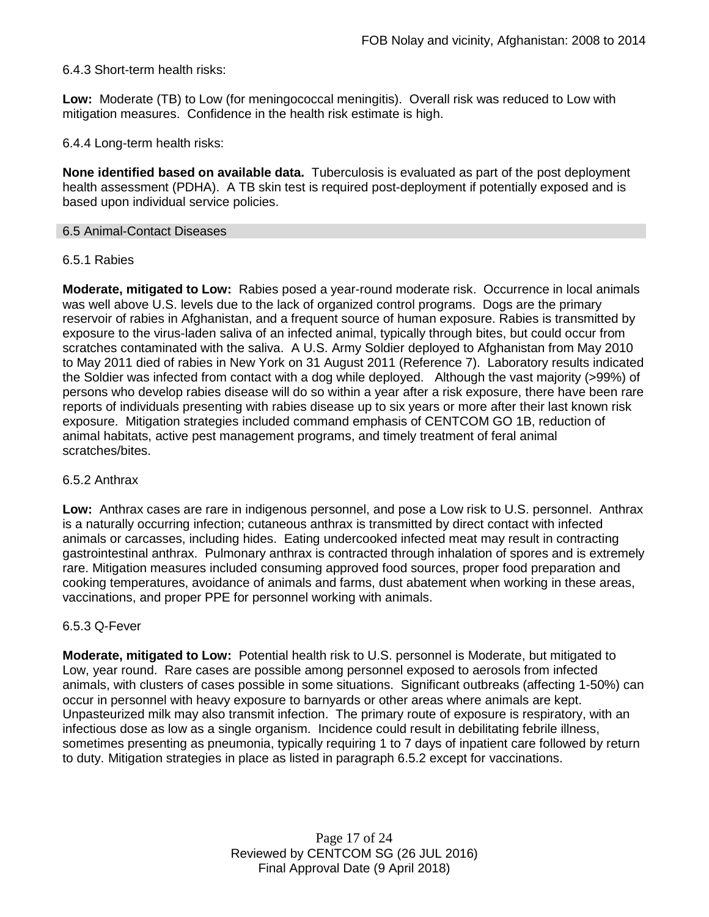6.4.3 Short-term health risks:

**Low:** Moderate (TB) to Low (for meningococcal meningitis). Overall risk was reduced to Low with mitigation measures. Confidence in the health risk estimate is high.

6.4.4 Long-term health risks:

**None identified based on available data.** Tuberculosis is evaluated as part of the post deployment health assessment (PDHA). A TB skin test is required post-deployment if potentially exposed and is based upon individual service policies.

## 6.5 Animal-Contact Diseases

### 6.5.1 Rabies

**Moderate, mitigated to Low:** Rabies posed a year-round moderate risk. Occurrence in local animals was well above U.S. levels due to the lack of organized control programs. Dogs are the primary reservoir of rabies in Afghanistan, and a frequent source of human exposure. Rabies is transmitted by exposure to the virus-laden saliva of an infected animal, typically through bites, but could occur from scratches contaminated with the saliva. A U.S. Army Soldier deployed to Afghanistan from May 2010 to May 2011 died of rabies in New York on 31 August 2011 (Reference 7). Laboratory results indicated the Soldier was infected from contact with a dog while deployed. Although the vast majority (>99%) of persons who develop rabies disease will do so within a year after a risk exposure, there have been rare reports of individuals presenting with rabies disease up to six years or more after their last known risk exposure. Mitigation strategies included command emphasis of CENTCOM GO 1B, reduction of animal habitats, active pest management programs, and timely treatment of feral animal scratches/bites.

### 6.5.2 Anthrax

**Low:** Anthrax cases are rare in indigenous personnel, and pose a Low risk to U.S. personnel. Anthrax is a naturally occurring infection; cutaneous anthrax is transmitted by direct contact with infected animals or carcasses, including hides. Eating undercooked infected meat may result in contracting gastrointestinal anthrax. Pulmonary anthrax is contracted through inhalation of spores and is extremely rare. Mitigation measures included consuming approved food sources, proper food preparation and cooking temperatures, avoidance of animals and farms, dust abatement when working in these areas, vaccinations, and proper PPE for personnel working with animals.

### 6.5.3 Q-Fever

**Moderate, mitigated to Low:** Potential health risk to U.S. personnel is Moderate, but mitigated to Low, year round. Rare cases are possible among personnel exposed to aerosols from infected animals, with clusters of cases possible in some situations. Significant outbreaks (affecting 1-50%) can occur in personnel with heavy exposure to barnyards or other areas where animals are kept. Unpasteurized milk may also transmit infection. The primary route of exposure is respiratory, with an infectious dose as low as a single organism. Incidence could result in debilitating febrile illness, sometimes presenting as pneumonia, typically requiring 1 to 7 days of inpatient care followed by return to duty. Mitigation strategies in place as listed in paragraph 6.5.2 except for vaccinations.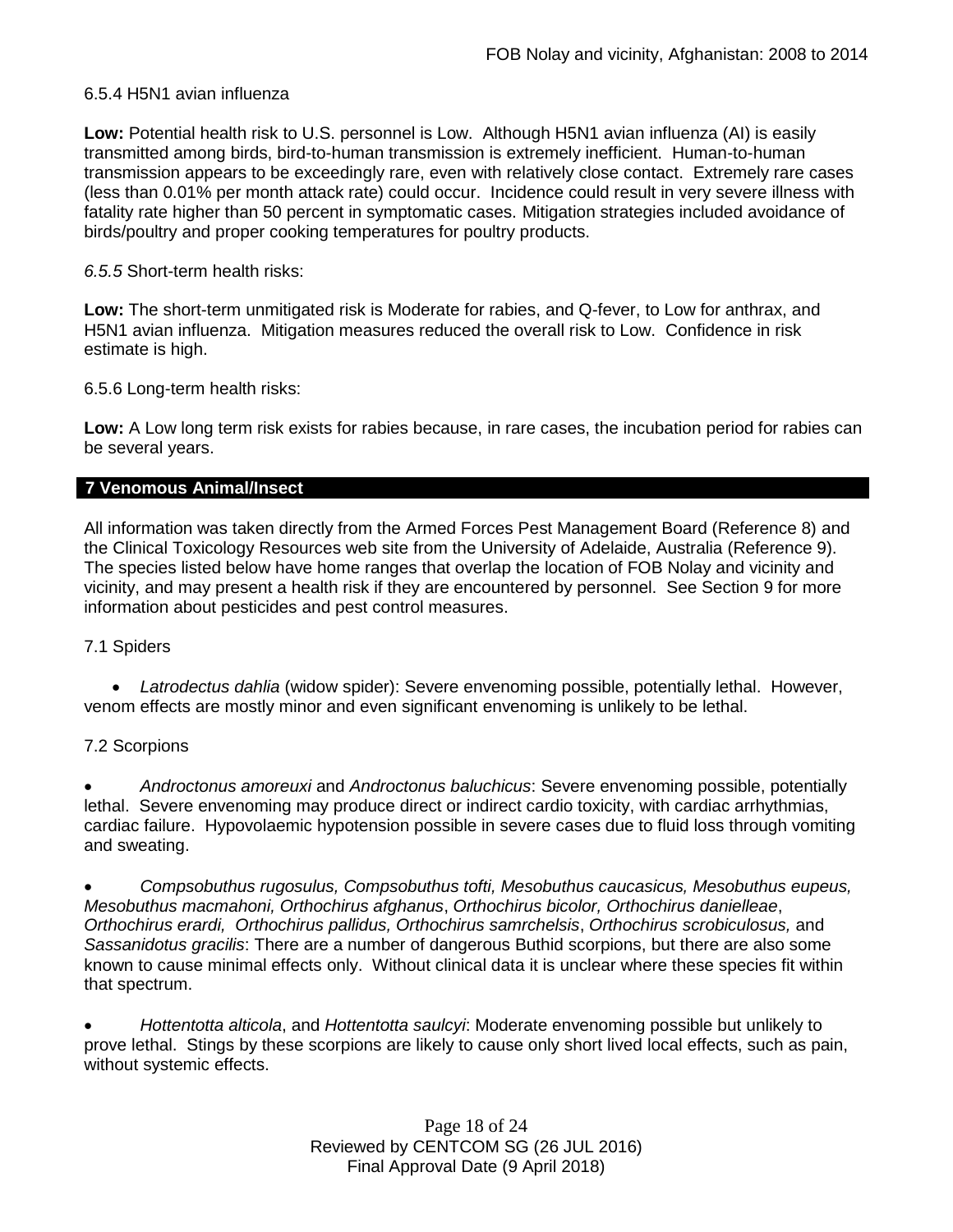6.5.4 H5N1 avian influenza

**Low:** Potential health risk to U.S. personnel is Low. Although H5N1 avian influenza (AI) is easily transmitted among birds, bird-to-human transmission is extremely inefficient. Human-to-human transmission appears to be exceedingly rare, even with relatively close contact. Extremely rare cases (less than 0.01% per month attack rate) could occur. Incidence could result in very severe illness with fatality rate higher than 50 percent in symptomatic cases. Mitigation strategies included avoidance of birds/poultry and proper cooking temperatures for poultry products.

*6.5.5* Short-term health risks:

**Low:** The short-term unmitigated risk is Moderate for rabies, and Q-fever, to Low for anthrax, and H5N1 avian influenza. Mitigation measures reduced the overall risk to Low. Confidence in risk estimate is high.

6.5.6 Long-term health risks:

**Low:** A Low long term risk exists for rabies because, in rare cases, the incubation period for rabies can be several years.

## 7 Venomous Animal/Insect

All information was taken directly from the Armed Forces Pest Management Board (Reference 8) and the Clinical Toxicology Resources web site from the University of Adelaide, Australia (Reference 9). The species listed below have home ranges that overlap the location of FOB Nolay and vicinity and vicinity, and may present a health risk if they are encountered by personnel. See Section 9 for more information about pesticides and pest control measures.

7.1 Spiders

- *Latrodectus dahlia* (widow spider): Severe envenoming possible, potentially lethal. However, venom effects are mostly minor and even significant envenoming is unlikely to be lethal.

7.2 Scorpions

- *Androctonus amoreuxi* and *Androctonus baluchicus*: Severe envenoming possible, potentially lethal. Severe envenoming may produce direct or indirect cardio toxicity, with cardiac arrhythmias, cardiac failure. Hypovolaemic hypotension possible in severe cases due to fluid loss through vomiting and sweating.

- *Compsobuthus rugosulus, Compsobuthus tofti, Mesobuthus caucasicus, Mesobuthus eupeus, Mesobuthus macmahoni, Orthochirus afghanus*, *Orthochirus bicolor, Orthochirus danielleae*, *Orthochirus erardi, Orthochirus pallidus, Orthochirus samrchelsis*, *Orthochirus scrobiculosus,* and *Sassanidotus gracilis*: There are a number of dangerous Buthid scorpions, but there are also some known to cause minimal effects only. Without clinical data it is unclear where these species fit within that spectrum.

- *Hottentotta alticola*, and *Hottentotta saulcyi*: Moderate envenoming possible but unlikely to prove lethal. Stings by these scorpions are likely to cause only short lived local effects, such as pain, without systemic effects.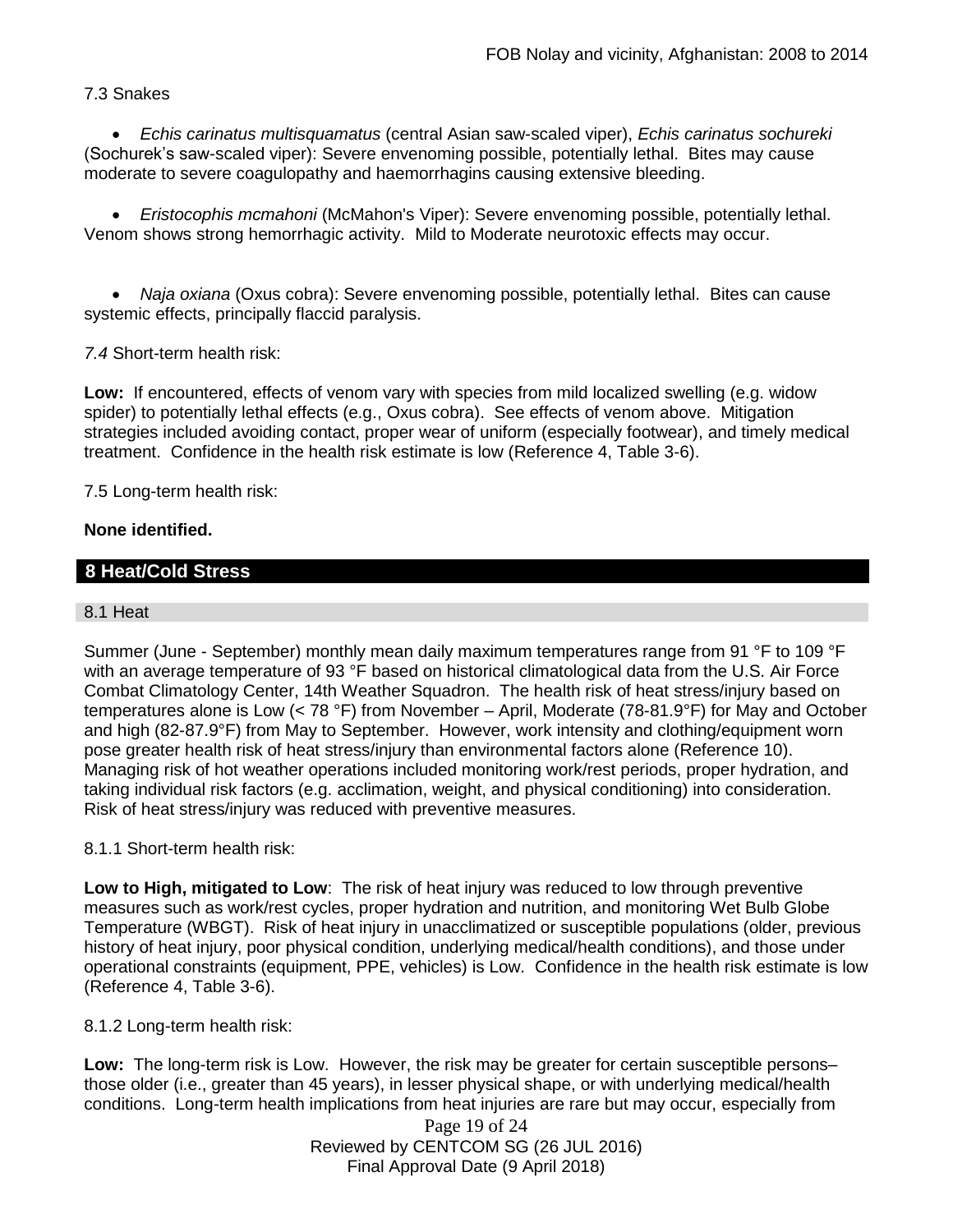7.3 Snakes

- *Echis carinatus multisquamatus* (central Asian saw-scaled viper), *Echis carinatus sochureki* (Sochurek's saw-scaled viper): Severe envenoming possible, potentially lethal. Bites may cause moderate to severe coagulopathy and haemorrhagins causing extensive bleeding.

- *Eristocophis mcmahoni* (McMahon's Viper): Severe envenoming possible, potentially lethal. Venom shows strong hemorrhagic activity. Mild to Moderate neurotoxic effects may occur.

- *Naja oxiana* (Oxus cobra): Severe envenoming possible, potentially lethal. Bites can cause systemic effects, principally flaccid paralysis.

*7.4* Short-term health risk:

**Low:** If encountered, effects of venom vary with species from mild localized swelling (e.g. widow spider) to potentially lethal effects (e.g., Oxus cobra). See effects of venom above. Mitigation strategies included avoiding contact, proper wear of uniform (especially footwear), and timely medical treatment. Confidence in the health risk estimate is low (Reference 4, Table 3-6).

7.5 Long-term health risk:

**None identified.**

## 8 Heat/Cold Stress

### 8.1 Heat

Summer (June - September) monthly mean daily maximum temperatures range from 91 °F to 109 °F with an average temperature of 93 °F based on historical climatological data from the U.S. Air Force Combat Climatology Center, 14th Weather Squadron. The health risk of heat stress/injury based on temperatures alone is Low (< 78 °F) from November – April, Moderate (78-81.9°F) for May and October and high (82-87.9°F) from May to September. However, work intensity and clothing/equipment worn pose greater health risk of heat stress/injury than environmental factors alone (Reference 10). Managing risk of hot weather operations included monitoring work/rest periods, proper hydration, and taking individual risk factors (e.g. acclimation, weight, and physical conditioning) into consideration. Risk of heat stress/injury was reduced with preventive measures.

8.1.1 Short-term health risk:

**Low to High, mitigated to Low**: The risk of heat injury was reduced to low through preventive measures such as work/rest cycles, proper hydration and nutrition, and monitoring Wet Bulb Globe Temperature (WBGT). Risk of heat injury in unacclimatized or susceptible populations (older, previous history of heat injury, poor physical condition, underlying medical/health conditions), and those under operational constraints (equipment, PPE, vehicles) is Low. Confidence in the health risk estimate is low (Reference 4, Table 3-6).

8.1.2 Long-term health risk:

**Low:** The long-term risk is Low. However, the risk may be greater for certain susceptible persons– those older (i.e., greater than 45 years), in lesser physical shape, or with underlying medical/health conditions. Long-term health implications from heat injuries are rare but may occur, especially from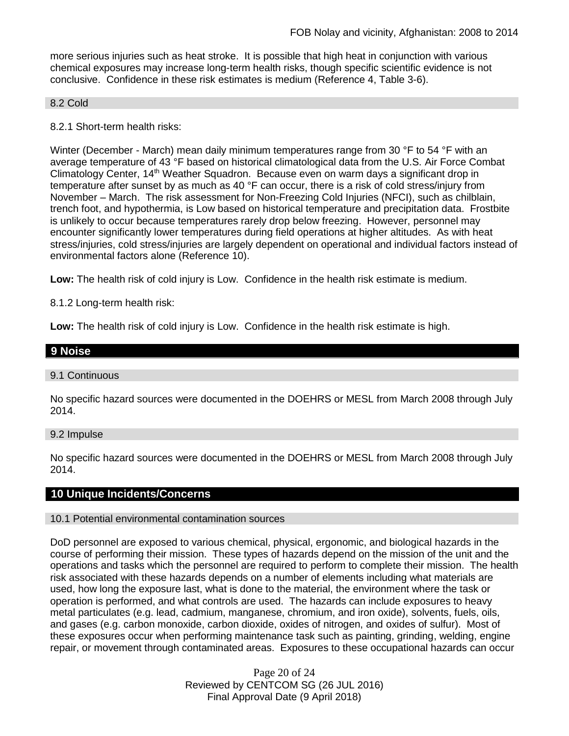more serious injuries such as heat stroke. It is possible that high heat in conjunction with various chemical exposures may increase long-term health risks, though specific scientific evidence is not conclusive. Confidence in these risk estimates is medium (Reference 4, Table 3-6).

### 8.2 Cold

8.2.1 Short-term health risks:

Winter (December - March) mean daily minimum temperatures range from 30 °F to 54 °F with an average temperature of 43 °F based on historical climatological data from the U.S. Air Force Combat Climatology Center, 14th Weather Squadron. Because even on warm days a significant drop in temperature after sunset by as much as 40 °F can occur, there is a risk of cold stress/injury from November – March. The risk assessment for Non-Freezing Cold Injuries (NFCI), such as chilblain, trench foot, and hypothermia, is Low based on historical temperature and precipitation data. Frostbite is unlikely to occur because temperatures rarely drop below freezing. However, personnel may encounter significantly lower temperatures during field operations at higher altitudes. As with heat stress/injuries, cold stress/injuries are largely dependent on operational and individual factors instead of environmental factors alone (Reference 10).

**Low:** The health risk of cold injury is Low. Confidence in the health risk estimate is medium.

8.1.2 Long-term health risk:

**Low:** The health risk of cold injury is Low. Confidence in the health risk estimate is high.

## 9 Noise

### 9.1 Continuous

No specific hazard sources were documented in the DOEHRS or MESL from March 2008 through July 2014.

### 9.2 Impulse

No specific hazard sources were documented in the DOEHRS or MESL from March 2008 through July 2014.

## 10 Unique Incidents/Concerns

### 10.1 Potential environmental contamination sources

DoD personnel are exposed to various chemical, physical, ergonomic, and biological hazards in the course of performing their mission. These types of hazards depend on the mission of the unit and the operations and tasks which the personnel are required to perform to complete their mission. The health risk associated with these hazards depends on a number of elements including what materials are used, how long the exposure last, what is done to the material, the environment where the task or operation is performed, and what controls are used. The hazards can include exposures to heavy metal particulates (e.g. lead, cadmium, manganese, chromium, and iron oxide), solvents, fuels, oils, and gases (e.g. carbon monoxide, carbon dioxide, oxides of nitrogen, and oxides of sulfur). Most of these exposures occur when performing maintenance task such as painting, grinding, welding, engine repair, or movement through contaminated areas. Exposures to these occupational hazards can occur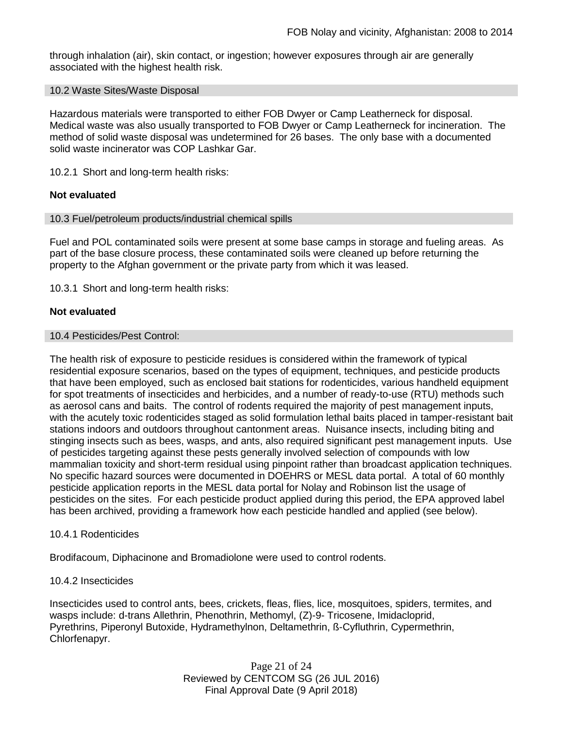through inhalation (air), skin contact, or ingestion; however exposures through air are generally associated with the highest health risk.

### 10.2 Waste Sites/Waste Disposal

Hazardous materials were transported to either FOB Dwyer or Camp Leatherneck for disposal. Medical waste was also usually transported to FOB Dwyer or Camp Leatherneck for incineration. The method of solid waste disposal was undetermined for 26 bases. The only base with a documented solid waste incinerator was COP Lashkar Gar.

10.2.1 Short and long-term health risks:

**Not evaluated**

### 10.3 Fuel/petroleum products/industrial chemical spills

Fuel and POL contaminated soils were present at some base camps in storage and fueling areas. As part of the base closure process, these contaminated soils were cleaned up before returning the property to the Afghan government or the private party from which it was leased.

10.3.1 Short and long-term health risks:

**Not evaluated**

### 10.4 Pesticides/Pest Control:

The health risk of exposure to pesticide residues is considered within the framework of typical residential exposure scenarios, based on the types of equipment, techniques, and pesticide products that have been employed, such as enclosed bait stations for rodenticides, various handheld equipment for spot treatments of insecticides and herbicides, and a number of ready-to-use (RTU) methods such as aerosol cans and baits. The control of rodents required the majority of pest management inputs, with the acutely toxic rodenticides staged as solid formulation lethal baits placed in tamper-resistant bait stations indoors and outdoors throughout cantonment areas. Nuisance insects, including biting and stinging insects such as bees, wasps, and ants, also required significant pest management inputs. Use of pesticides targeting against these pests generally involved selection of compounds with low mammalian toxicity and short-term residual using pinpoint rather than broadcast application techniques. No specific hazard sources were documented in DOEHRS or MESL data portal. A total of 60 monthly pesticide application reports in the MESL data portal for Nolay and Robinson list the usage of pesticides on the sites. For each pesticide product applied during this period, the EPA approved label has been archived, providing a framework how each pesticide handled and applied (see below).

10.4.1 Rodenticides

Brodifacoum, Diphacinone and Bromadiolone were used to control rodents.

10.4.2 Insecticides

Insecticides used to control ants, bees, crickets, fleas, flies, lice, mosquitoes, spiders, termites, and wasps include: d-trans Allethrin, Phenothrin, Methomyl, (Z)-9- Tricosene, Imidacloprid, Pyrethrins, Piperonyl Butoxide, Hydramethylnon, Deltamethrin, ß-Cyfluthrin, Cypermethrin, Chlorfenapyr.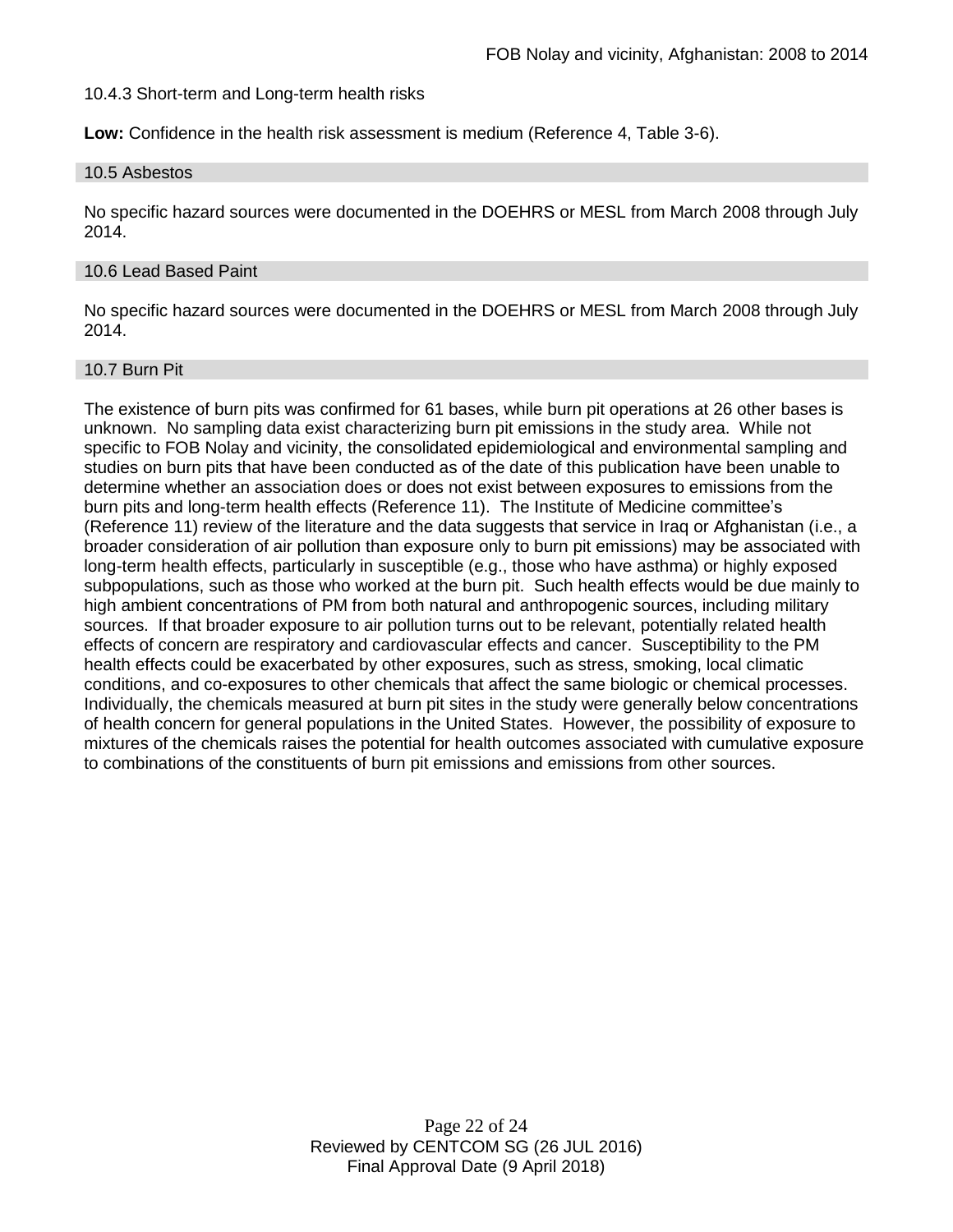10.4.3 Short-term and Long-term health risks

**Low:** Confidence in the health risk assessment is medium (Reference 4, Table 3-6).

## 10.5 Asbestos

No specific hazard sources were documented in the DOEHRS or MESL from March 2008 through July 2014.

## 10.6 Lead Based Paint

No specific hazard sources were documented in the DOEHRS or MESL from March 2008 through July 2014.

## 10.7 Burn Pit

The existence of burn pits was confirmed for 61 bases, while burn pit operations at 26 other bases is unknown. No sampling data exist characterizing burn pit emissions in the study area. While not specific to FOB Nolay and vicinity, the consolidated epidemiological and environmental sampling and studies on burn pits that have been conducted as of the date of this publication have been unable to determine whether an association does or does not exist between exposures to emissions from the burn pits and long-term health effects (Reference 11). The Institute of Medicine committee's (Reference 11) review of the literature and the data suggests that service in Iraq or Afghanistan (i.e., a broader consideration of air pollution than exposure only to burn pit emissions) may be associated with long-term health effects, particularly in susceptible (e.g., those who have asthma) or highly exposed subpopulations, such as those who worked at the burn pit. Such health effects would be due mainly to high ambient concentrations of PM from both natural and anthropogenic sources, including military sources. If that broader exposure to air pollution turns out to be relevant, potentially related health effects of concern are respiratory and cardiovascular effects and cancer. Susceptibility to the PM health effects could be exacerbated by other exposures, such as stress, smoking, local climatic conditions, and co-exposures to other chemicals that affect the same biologic or chemical processes. Individually, the chemicals measured at burn pit sites in the study were generally below concentrations of health concern for general populations in the United States. However, the possibility of exposure to mixtures of the chemicals raises the potential for health outcomes associated with cumulative exposure to combinations of the constituents of burn pit emissions and emissions from other sources.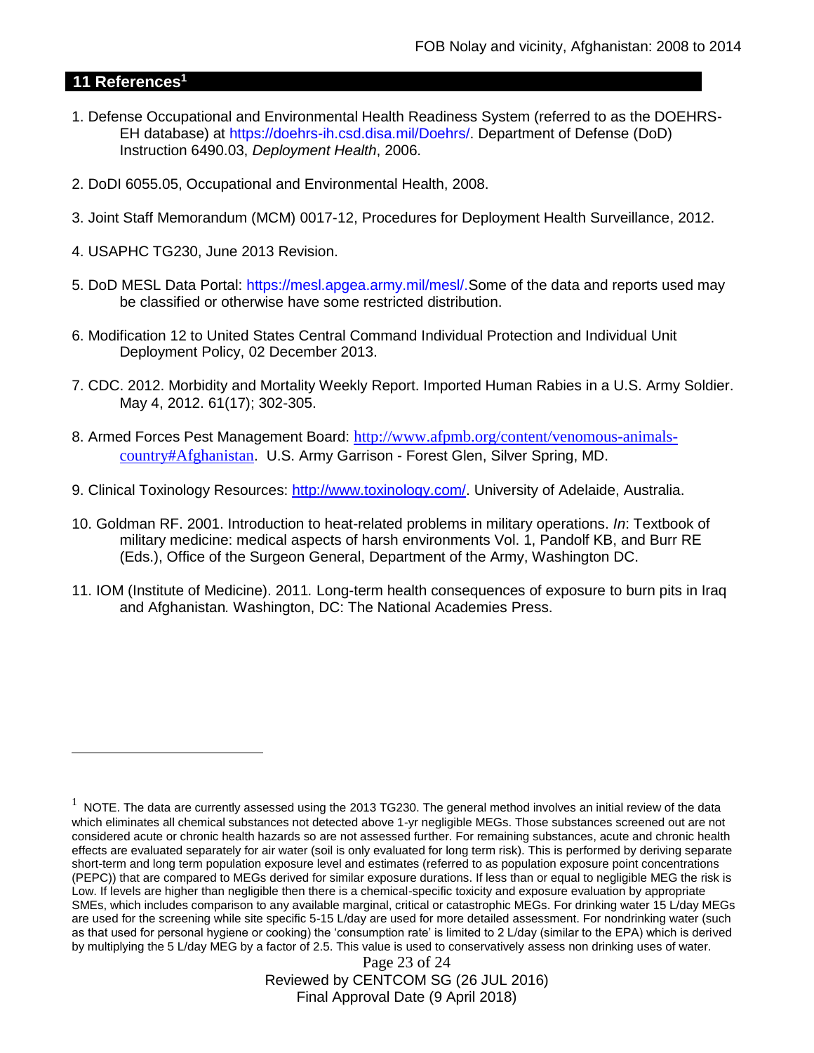## 11 References[1]

1. Defense Occupational and Environmental Health Readiness System (referred to as the DOEHRS-EH database) at https://doehrs-ih.csd.disa.mil/Doehrs/. Department of Defense (DoD) Instruction 6490.03, *Deployment Health*, 2006.

2. DoDI 6055.05, Occupational and Environmental Health, 2008.

3. Joint Staff Memorandum (MCM) 0017-12, Procedures for Deployment Health Surveillance, 2012.

4. USAPHC TG230, June 2013 Revision.

5. DoD MESL Data Portal: https://mesl.apgea.army.mil/mesl/.Some of the data and reports used may be classified or otherwise have some restricted distribution.

6. Modification 12 to United States Central Command Individual Protection and Individual Unit Deployment Policy, 02 December 2013.

7. CDC. 2012. Morbidity and Mortality Weekly Report. Imported Human Rabies in a U.S. Army Soldier. May 4, 2012. 61(17); 302-305.

8. Armed Forces Pest Management Board: http://www.afpmb.org/content/venomous-animals-country#Afghanistan. U.S. Army Garrison - Forest Glen, Silver Spring, MD.

9. Clinical Toxinology Resources: http://www.toxinology.com/. University of Adelaide, Australia.

10. Goldman RF. 2001. Introduction to heat-related problems in military operations. *In*: Textbook of military medicine: medical aspects of harsh environments Vol. 1, Pandolf KB, and Burr RE (Eds.), Office of the Surgeon General, Department of the Army, Washington DC.

11. IOM (Institute of Medicine). 2011*.* Long-term health consequences of exposure to burn pits in Iraq and Afghanistan*.* Washington, DC: The National Academies Press.

---

[1] NOTE. The data are currently assessed using the 2013 TG230. The general method involves an initial review of the data which eliminates all chemical substances not detected above 1-yr negligible MEGs. Those substances screened out are not considered acute or chronic health hazards so are not assessed further. For remaining substances, acute and chronic health effects are evaluated separately for air water (soil is only evaluated for long term risk). This is performed by deriving separate short-term and long term population exposure level and estimates (referred to as population exposure point concentrations (PEPC)) that are compared to MEGs derived for similar exposure durations. If less than or equal to negligible MEG the risk is Low. If levels are higher than negligible then there is a chemical-specific toxicity and exposure evaluation by appropriate SMEs, which includes comparison to any available marginal, critical or catastrophic MEGs. For drinking water 15 L/day MEGs are used for the screening while site specific 5-15 L/day are used for more detailed assessment. For nondrinking water (such as that used for personal hygiene or cooking) the 'consumption rate' is limited to 2 L/day (similar to the EPA) which is derived by multiplying the 5 L/day MEG by a factor of 2.5. This value is used to conservatively assess non drinking uses of water.

Reviewed by CENTCOM SG (26 JUL 2016)
Final Approval Date (9 April 2018)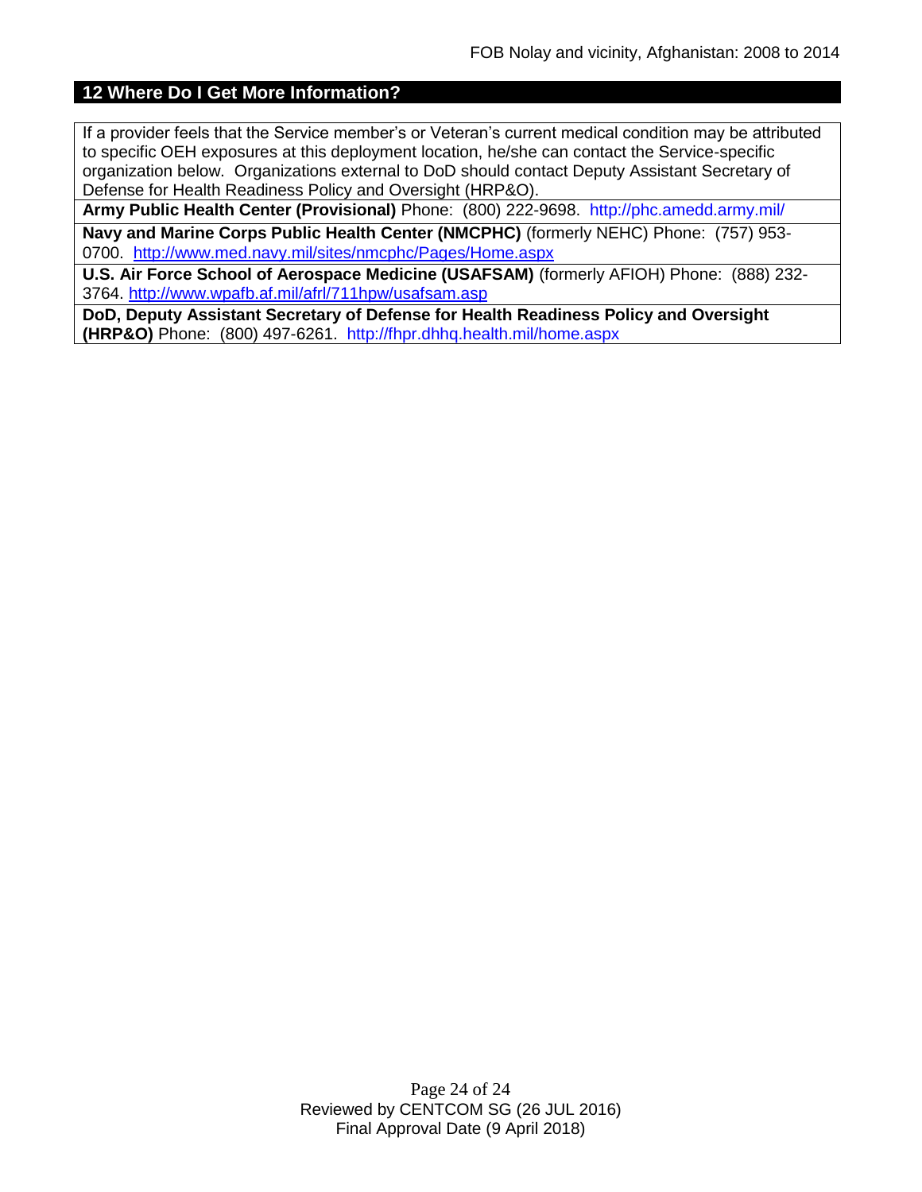## 12 Where Do I Get More Information?

| |
|---|
| If a provider feels that the Service member's or Veteran's current medical condition may be attributed to specific OEH exposures at this deployment location, he/she can contact the Service-specific organization below. Organizations external to DoD should contact Deputy Assistant Secretary of Defense for Health Readiness Policy and Oversight (HRP&O). |
| **Army Public Health Center (Provisional)** Phone: (800) 222-9698. http://phc.amedd.army.mil/ |
| **Navy and Marine Corps Public Health Center (NMCPHC)** (formerly NEHC) Phone: (757) 953-0700. http://www.med.navy.mil/sites/nmcphc/Pages/Home.aspx |
| **U.S. Air Force School of Aerospace Medicine (USAFSAM)** (formerly AFIOH) Phone: (888) 232-3764. http://www.wpafb.af.mil/afrl/711hpw/usafsam.asp |
| **DoD, Deputy Assistant Secretary of Defense for Health Readiness Policy and Oversight (HRP&O)** Phone: (800) 497-6261. http://fhpr.dhhq.health.mil/home.aspx |

Reviewed by CENTCOM SG (26 JUL 2016)
Final Approval Date (9 April 2018)